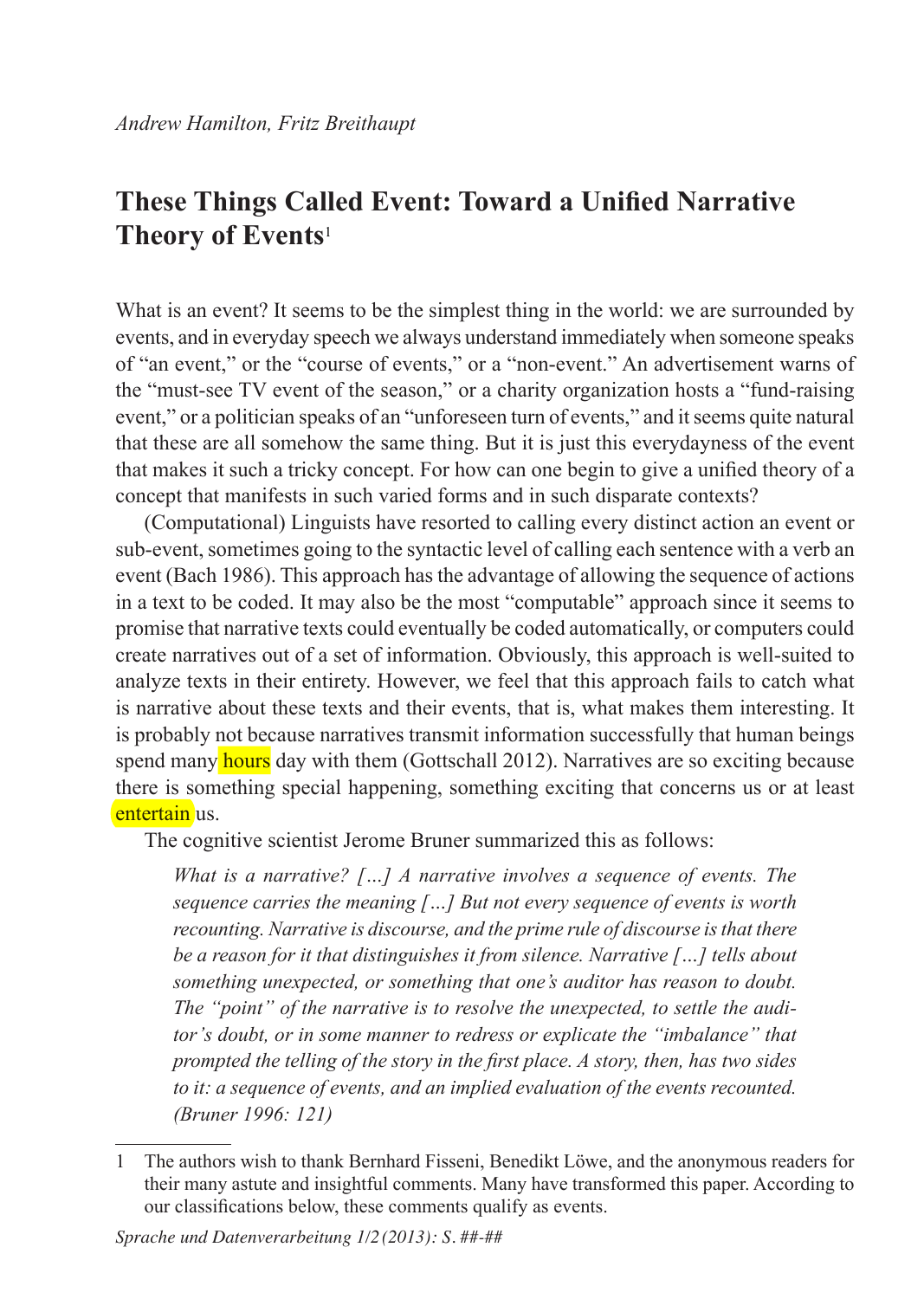*Andrew Hamilton, Fritz Breithaupt*

# These Things Called Event: Toward a Unified Narrative Theory of Events[1]

What is an event? It seems to be the simplest thing in the world: we are surrounded by events, and in everyday speech we always understand immediately when someone speaks of "an event," or the "course of events," or a "non-event." An advertisement warns of the "must-see TV event of the season," or a charity organization hosts a "fund-raising event," or a politician speaks of an "unforeseen turn of events," and it seems quite natural that these are all somehow the same thing. But it is just this everydayness of the event that makes it such a tricky concept. For how can one begin to give a unified theory of a concept that manifests in such varied forms and in such disparate contexts?

(Computational) Linguists have resorted to calling every distinct action an event or sub-event, sometimes going to the syntactic level of calling each sentence with a verb an event (Bach 1986). This approach has the advantage of allowing the sequence of actions in a text to be coded. It may also be the most "computable" approach since it seems to promise that narrative texts could eventually be coded automatically, or computers could create narratives out of a set of information. Obviously, this approach is well-suited to analyze texts in their entirety. However, we feel that this approach fails to catch what is narrative about these texts and their events, that is, what makes them interesting. It is probably not because narratives transmit information successfully that human beings spend many hours day with them (Gottschall 2012). Narratives are so exciting because there is something special happening, something exciting that concerns us or at least entertain us.

The cognitive scientist Jerome Bruner summarized this as follows:

> *What is a narrative? […] A narrative involves a sequence of events. The sequence carries the meaning […] But not every sequence of events is worth recounting. Narrative is discourse, and the prime rule of discourse is that there be a reason for it that distinguishes it from silence. Narrative […] tells about something unexpected, or something that one's auditor has reason to doubt. The "point" of the narrative is to resolve the unexpected, to settle the auditor's doubt, or in some manner to redress or explicate the "imbalance" that prompted the telling of the story in the first place. A story, then, has two sides to it: a sequence of events, and an implied evaluation of the events recounted. (Bruner 1996: 121)*

---

[1] The authors wish to thank Bernhard Fisseni, Benedikt Löwe, and the anonymous readers for their many astute and insightful comments. Many have transformed this paper. According to our classifications below, these comments qualify as events.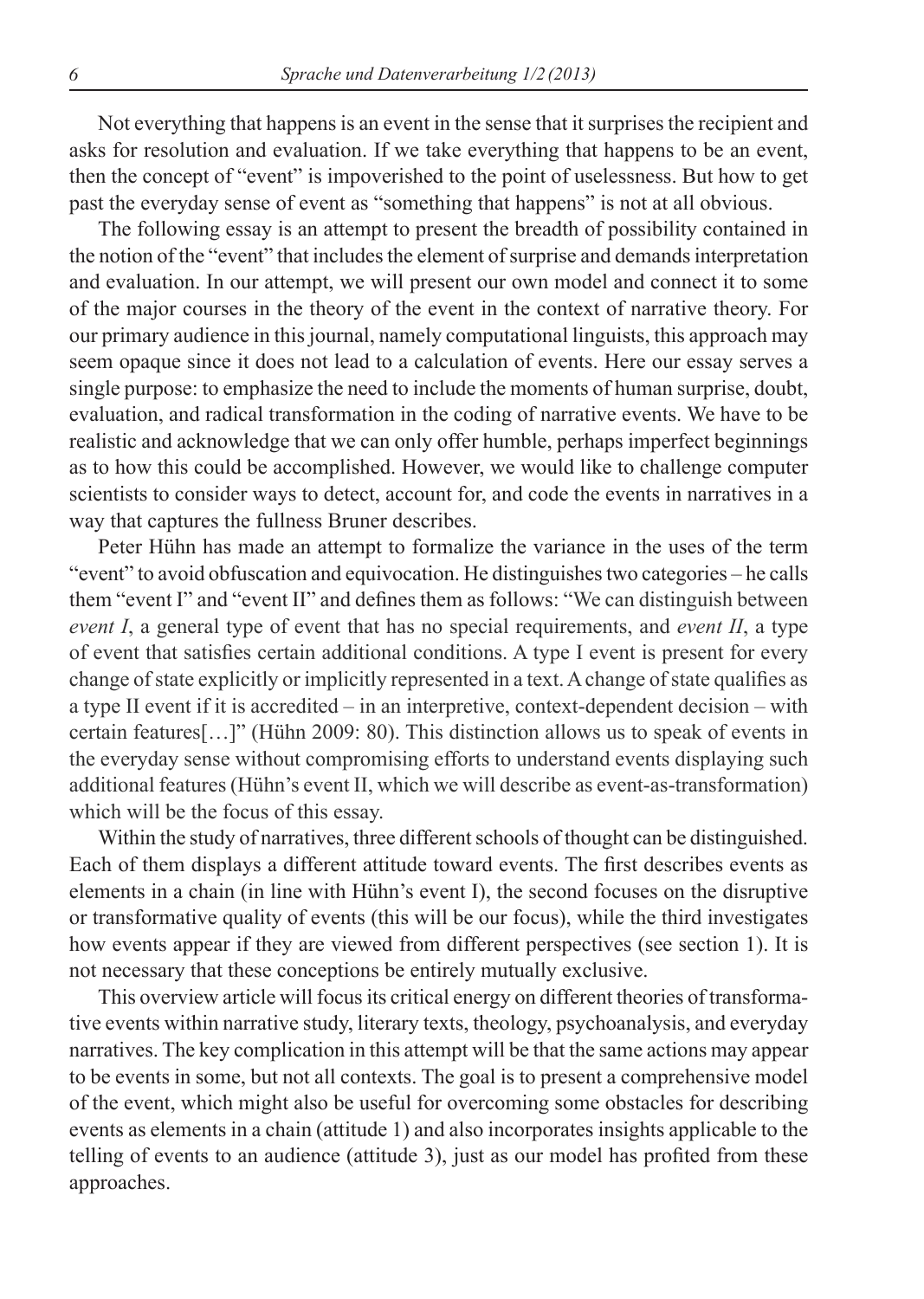Not everything that happens is an event in the sense that it surprises the recipient and asks for resolution and evaluation. If we take everything that happens to be an event, then the concept of "event" is impoverished to the point of uselessness. But how to get past the everyday sense of event as "something that happens" is not at all obvious.

The following essay is an attempt to present the breadth of possibility contained in the notion of the "event" that includes the element of surprise and demands interpretation and evaluation. In our attempt, we will present our own model and connect it to some of the major courses in the theory of the event in the context of narrative theory. For our primary audience in this journal, namely computational linguists, this approach may seem opaque since it does not lead to a calculation of events. Here our essay serves a single purpose: to emphasize the need to include the moments of human surprise, doubt, evaluation, and radical transformation in the coding of narrative events. We have to be realistic and acknowledge that we can only offer humble, perhaps imperfect beginnings as to how this could be accomplished. However, we would like to challenge computer scientists to consider ways to detect, account for, and code the events in narratives in a way that captures the fullness Bruner describes.

Peter Hühn has made an attempt to formalize the variance in the uses of the term "event" to avoid obfuscation and equivocation. He distinguishes two categories – he calls them "event I" and "event II" and defines them as follows: "We can distinguish between *event I*, a general type of event that has no special requirements, and *event II*, a type of event that satisfies certain additional conditions. A type I event is present for every change of state explicitly or implicitly represented in a text. A change of state qualifies as a type II event if it is accredited – in an interpretive, context-dependent decision – with certain features[…]" (Hühn 2009: 80). This distinction allows us to speak of events in the everyday sense without compromising efforts to understand events displaying such additional features (Hühn's event II, which we will describe as event-as-transformation) which will be the focus of this essay.

Within the study of narratives, three different schools of thought can be distinguished. Each of them displays a different attitude toward events. The first describes events as elements in a chain (in line with Hühn's event I), the second focuses on the disruptive or transformative quality of events (this will be our focus), while the third investigates how events appear if they are viewed from different perspectives (see section 1). It is not necessary that these conceptions be entirely mutually exclusive.

This overview article will focus its critical energy on different theories of transformative events within narrative study, literary texts, theology, psychoanalysis, and everyday narratives. The key complication in this attempt will be that the same actions may appear to be events in some, but not all contexts. The goal is to present a comprehensive model of the event, which might also be useful for overcoming some obstacles for describing events as elements in a chain (attitude 1) and also incorporates insights applicable to the telling of events to an audience (attitude 3), just as our model has profited from these approaches.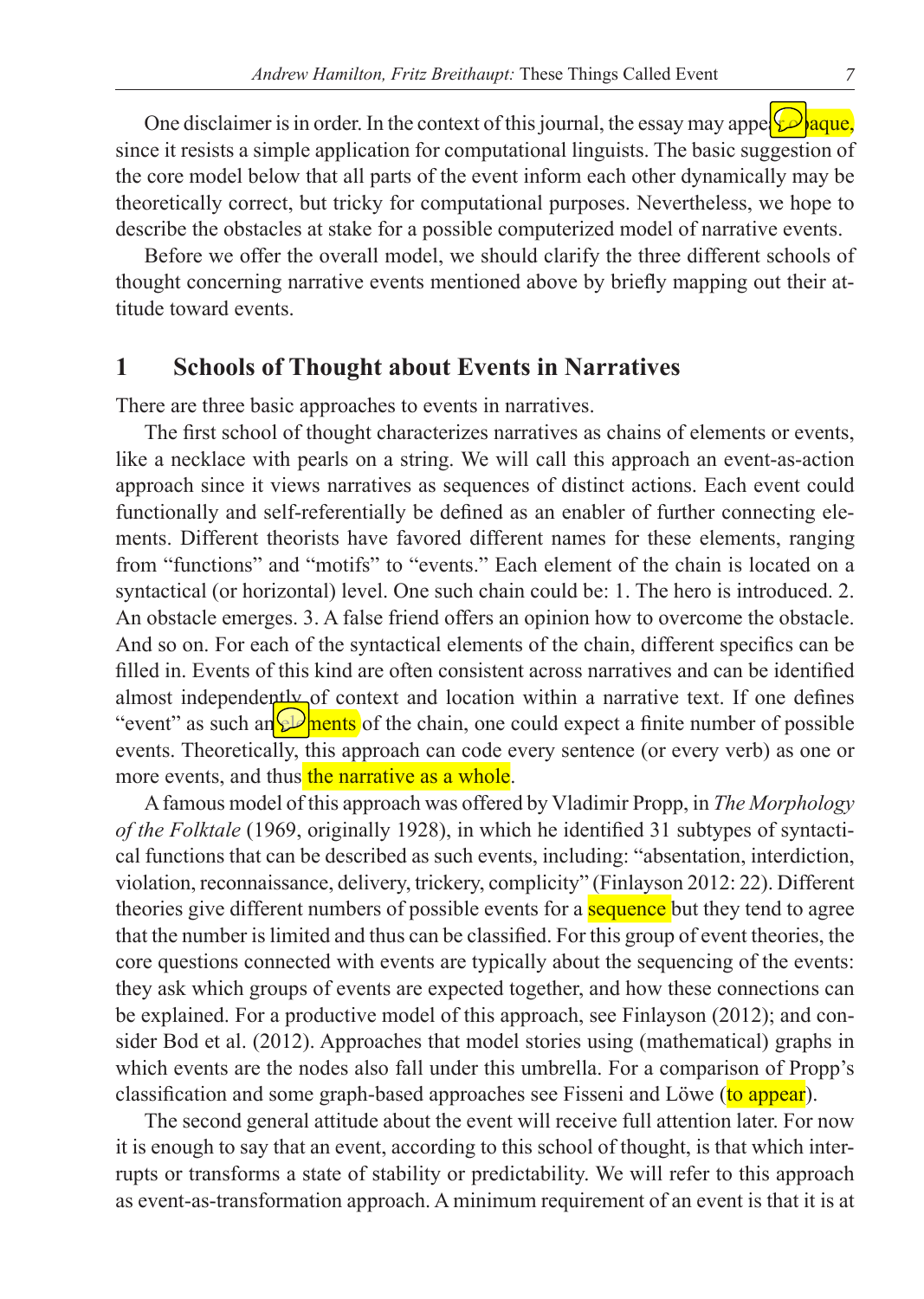One disclaimer is in order. In the context of this journal, the essay may appear opaque, since it resists a simple application for computational linguists. The basic suggestion of the core model below that all parts of the event inform each other dynamically may be theoretically correct, but tricky for computational purposes. Nevertheless, we hope to describe the obstacles at stake for a possible computerized model of narrative events.

Before we offer the overall model, we should clarify the three different schools of thought concerning narrative events mentioned above by briefly mapping out their attitude toward events.

## 1 Schools of Thought about Events in Narratives

There are three basic approaches to events in narratives.

The first school of thought characterizes narratives as chains of elements or events, like a necklace with pearls on a string. We will call this approach an event-as-action approach since it views narratives as sequences of distinct actions. Each event could functionally and self-referentially be defined as an enabler of further connecting elements. Different theorists have favored different names for these elements, ranging from "functions" and "motifs" to "events." Each element of the chain is located on a syntactical (or horizontal) level. One such chain could be: 1. The hero is introduced. 2. An obstacle emerges. 3. A false friend offers an opinion how to overcome the obstacle. And so on. For each of the syntactical elements of the chain, different specifics can be filled in. Events of this kind are often consistent across narratives and can be identified almost independently of context and location within a narrative text. If one defines "event" as such an elements of the chain, one could expect a finite number of possible events. Theoretically, this approach can code every sentence (or every verb) as one or more events, and thus the narrative as a whole.

A famous model of this approach was offered by Vladimir Propp, in *The Morphology of the Folktale* (1969, originally 1928), in which he identified 31 subtypes of syntactical functions that can be described as such events, including: "absentation, interdiction, violation, reconnaissance, delivery, trickery, complicity" (Finlayson 2012: 22). Different theories give different numbers of possible events for a sequence but they tend to agree that the number is limited and thus can be classified. For this group of event theories, the core questions connected with events are typically about the sequencing of the events: they ask which groups of events are expected together, and how these connections can be explained. For a productive model of this approach, see Finlayson (2012); and consider Bod et al. (2012). Approaches that model stories using (mathematical) graphs in which events are the nodes also fall under this umbrella. For a comparison of Propp's classification and some graph-based approaches see Fisseni and Löwe (to appear).

The second general attitude about the event will receive full attention later. For now it is enough to say that an event, according to this school of thought, is that which interrupts or transforms a state of stability or predictability. We will refer to this approach as event-as-transformation approach. A minimum requirement of an event is that it is at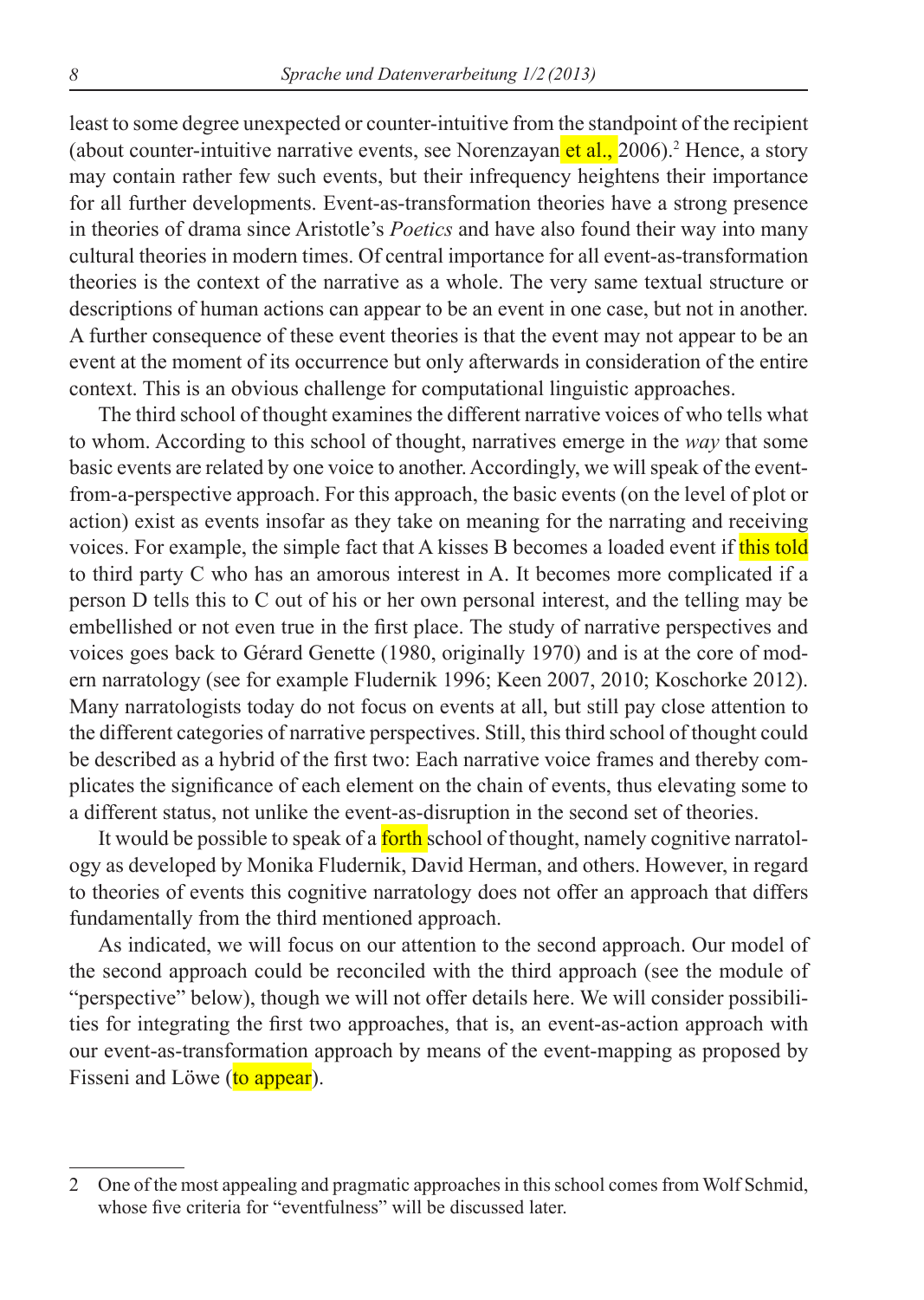least to some degree unexpected or counter-intuitive from the standpoint of the recipient (about counter-intuitive narrative events, see Norenzayan et al., 2006).[2] Hence, a story may contain rather few such events, but their infrequency heightens their importance for all further developments. Event-as-transformation theories have a strong presence in theories of drama since Aristotle's *Poetics* and have also found their way into many cultural theories in modern times. Of central importance for all event-as-transformation theories is the context of the narrative as a whole. The very same textual structure or descriptions of human actions can appear to be an event in one case, but not in another. A further consequence of these event theories is that the event may not appear to be an event at the moment of its occurrence but only afterwards in consideration of the entire context. This is an obvious challenge for computational linguistic approaches.

The third school of thought examines the different narrative voices of who tells what to whom. According to this school of thought, narratives emerge in the *way* that some basic events are related by one voice to another. Accordingly, we will speak of the event-from-a-perspective approach. For this approach, the basic events (on the level of plot or action) exist as events insofar as they take on meaning for the narrating and receiving voices. For example, the simple fact that A kisses B becomes a loaded event if this told to third party C who has an amorous interest in A. It becomes more complicated if a person D tells this to C out of his or her own personal interest, and the telling may be embellished or not even true in the first place. The study of narrative perspectives and voices goes back to Gérard Genette (1980, originally 1970) and is at the core of modern narratology (see for example Fludernik 1996; Keen 2007, 2010; Koschorke 2012). Many narratologists today do not focus on events at all, but still pay close attention to the different categories of narrative perspectives. Still, this third school of thought could be described as a hybrid of the first two: Each narrative voice frames and thereby complicates the significance of each element on the chain of events, thus elevating some to a different status, not unlike the event-as-disruption in the second set of theories.

It would be possible to speak of a forth school of thought, namely cognitive narratology as developed by Monika Fludernik, David Herman, and others. However, in regard to theories of events this cognitive narratology does not offer an approach that differs fundamentally from the third mentioned approach.

As indicated, we will focus on our attention to the second approach. Our model of the second approach could be reconciled with the third approach (see the module of "perspective" below), though we will not offer details here. We will consider possibilities for integrating the first two approaches, that is, an event-as-action approach with our event-as-transformation approach by means of the event-mapping as proposed by Fisseni and Löwe (to appear).

---

2 One of the most appealing and pragmatic approaches in this school comes from Wolf Schmid, whose five criteria for "eventfulness" will be discussed later.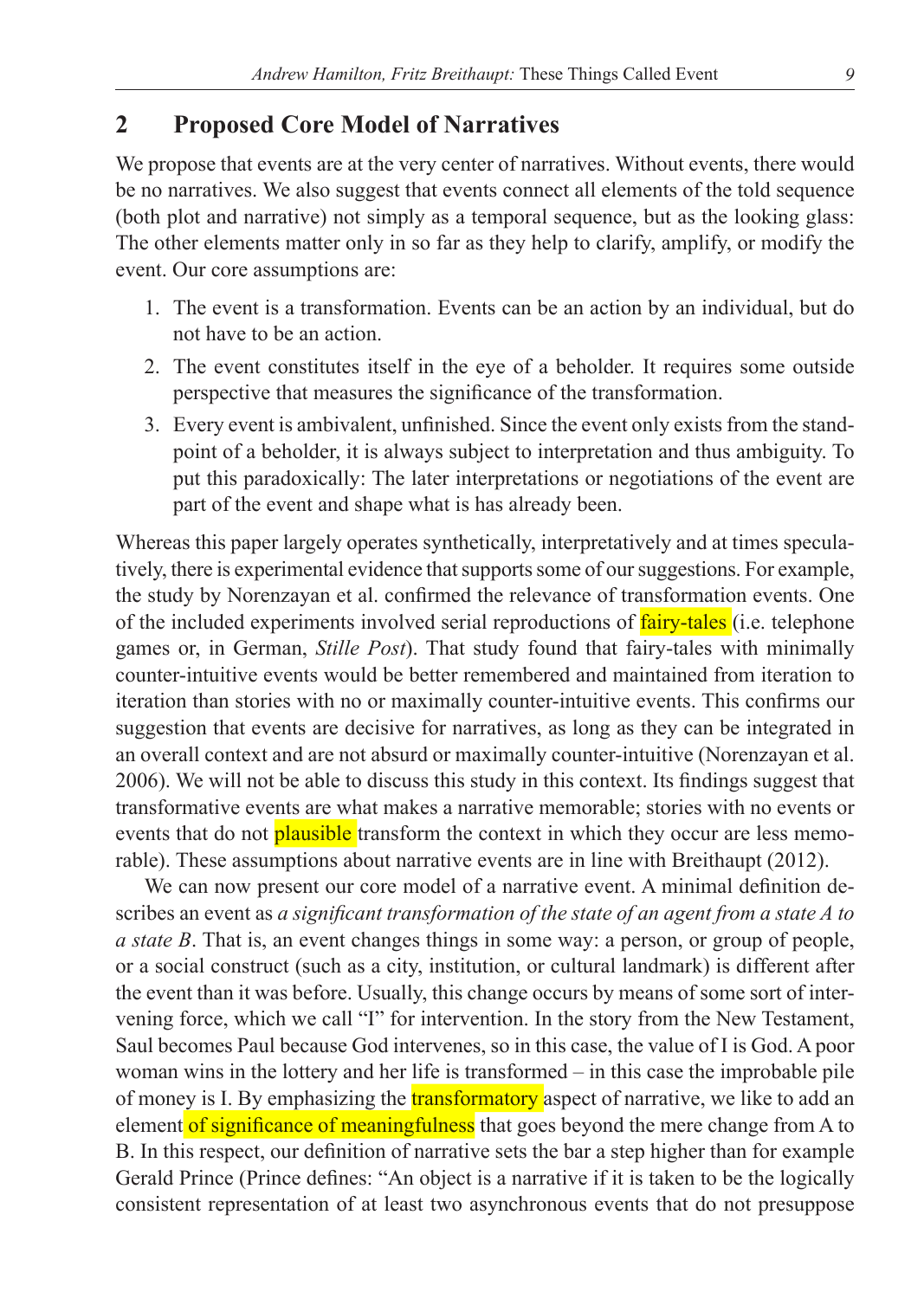## 2 Proposed Core Model of Narratives

We propose that events are at the very center of narratives. Without events, there would be no narratives. We also suggest that events connect all elements of the told sequence (both plot and narrative) not simply as a temporal sequence, but as the looking glass: The other elements matter only in so far as they help to clarify, amplify, or modify the event. Our core assumptions are:

1. The event is a transformation. Events can be an action by an individual, but do not have to be an action.
2. The event constitutes itself in the eye of a beholder. It requires some outside perspective that measures the significance of the transformation.
3. Every event is ambivalent, unfinished. Since the event only exists from the standpoint of a beholder, it is always subject to interpretation and thus ambiguity. To put this paradoxically: The later interpretations or negotiations of the event are part of the event and shape what is has already been.

Whereas this paper largely operates synthetically, interpretatively and at times speculatively, there is experimental evidence that supports some of our suggestions. For example, the study by Norenzayan et al. confirmed the relevance of transformation events. One of the included experiments involved serial reproductions of fairy-tales (i.e. telephone games or, in German, *Stille Post*). That study found that fairy-tales with minimally counter-intuitive events would be better remembered and maintained from iteration to iteration than stories with no or maximally counter-intuitive events. This confirms our suggestion that events are decisive for narratives, as long as they can be integrated in an overall context and are not absurd or maximally counter-intuitive (Norenzayan et al. 2006). We will not be able to discuss this study in this context. Its findings suggest that transformative events are what makes a narrative memorable; stories with no events or events that do not plausible transform the context in which they occur are less memorable). These assumptions about narrative events are in line with Breithaupt (2012).

We can now present our core model of a narrative event. A minimal definition describes an event as *a significant transformation of the state of an agent from a state A to a state B*. That is, an event changes things in some way: a person, or group of people, or a social construct (such as a city, institution, or cultural landmark) is different after the event than it was before. Usually, this change occurs by means of some sort of intervening force, which we call "I" for intervention. In the story from the New Testament, Saul becomes Paul because God intervenes, so in this case, the value of I is God. A poor woman wins in the lottery and her life is transformed – in this case the improbable pile of money is I. By emphasizing the transformatory aspect of narrative, we like to add an element of significance of meaningfulness that goes beyond the mere change from A to B. In this respect, our definition of narrative sets the bar a step higher than for example Gerald Prince (Prince defines: "An object is a narrative if it is taken to be the logically consistent representation of at least two asynchronous events that do not presuppose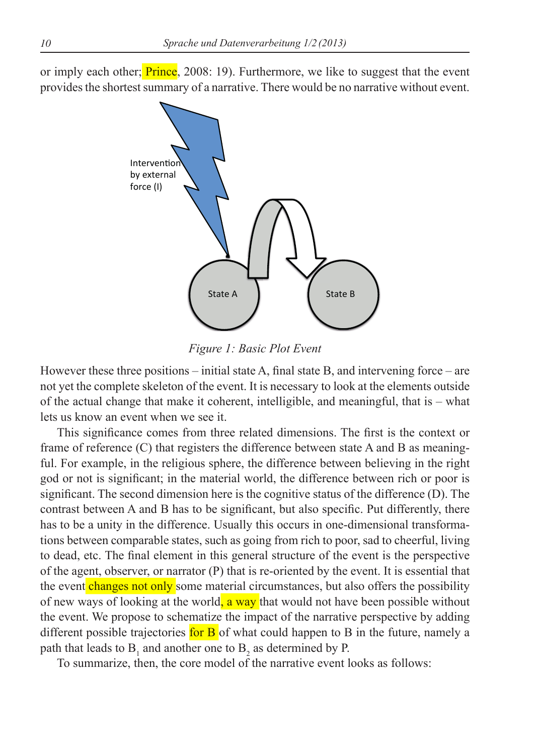or imply each other; Prince, 2008: 19). Furthermore, we like to suggest that the event provides the shortest summary of a narrative. There would be no narrative without event.

Intervention by external force (I)

State A

State B

*Figure 1: Basic Plot Event*

However these three positions – initial state A, final state B, and intervening force – are not yet the complete skeleton of the event. It is necessary to look at the elements outside of the actual change that make it coherent, intelligible, and meaningful, that is – what lets us know an event when we see it.

This significance comes from three related dimensions. The first is the context or frame of reference (C) that registers the difference between state A and B as meaningful. For example, in the religious sphere, the difference between believing in the right god or not is significant; in the material world, the difference between rich or poor is significant. The second dimension here is the cognitive status of the difference (D). The contrast between A and B has to be significant, but also specific. Put differently, there has to be a unity in the difference. Usually this occurs in one-dimensional transformations between comparable states, such as going from rich to poor, sad to cheerful, living to dead, etc. The final element in this general structure of the event is the perspective of the agent, observer, or narrator (P) that is re-oriented by the event. It is essential that the event changes not only some material circumstances, but also offers the possibility of new ways of looking at the world, a way that would not have been possible without the event. We propose to schematize the impact of the narrative perspective by adding different possible trajectories for B of what could happen to B in the future, namely a path that leads to $B_1$ and another one to $B_2$ as determined by P.

To summarize, then, the core model of the narrative event looks as follows: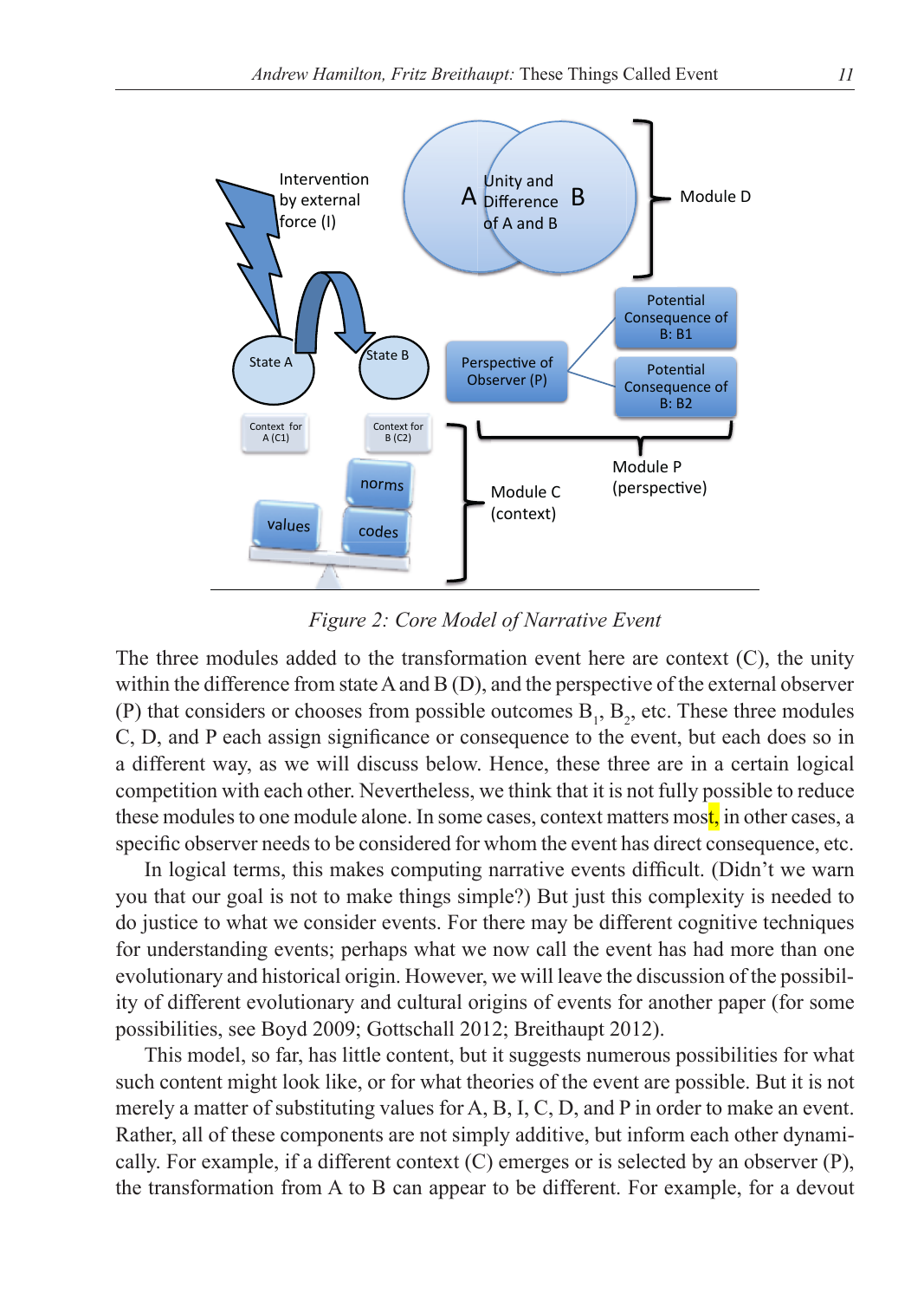Figure 2: Core Model of Narrative Event

The three modules added to the transformation event here are context (C), the unity within the difference from state A and B (D), and the perspective of the external observer (P) that considers or chooses from possible outcomes $B_1$, $B_2$, etc. These three modules C, D, and P each assign significance or consequence to the event, but each does so in a different way, as we will discuss below. Hence, these three are in a certain logical competition with each other. Nevertheless, we think that it is not fully possible to reduce these modules to one module alone. In some cases, context matters most, in other cases, a specific observer needs to be considered for whom the event has direct consequence, etc.

In logical terms, this makes computing narrative events difficult. (Didn't we warn you that our goal is not to make things simple?) But just this complexity is needed to do justice to what we consider events. For there may be different cognitive techniques for understanding events; perhaps what we now call the event has had more than one evolutionary and historical origin. However, we will leave the discussion of the possibility of different evolutionary and cultural origins of events for another paper (for some possibilities, see Boyd 2009; Gottschall 2012; Breithaupt 2012).

This model, so far, has little content, but it suggests numerous possibilities for what such content might look like, or for what theories of the event are possible. But it is not merely a matter of substituting values for A, B, I, C, D, and P in order to make an event. Rather, all of these components are not simply additive, but inform each other dynamically. For example, if a different context (C) emerges or is selected by an observer (P), the transformation from A to B can appear to be different. For example, for a devout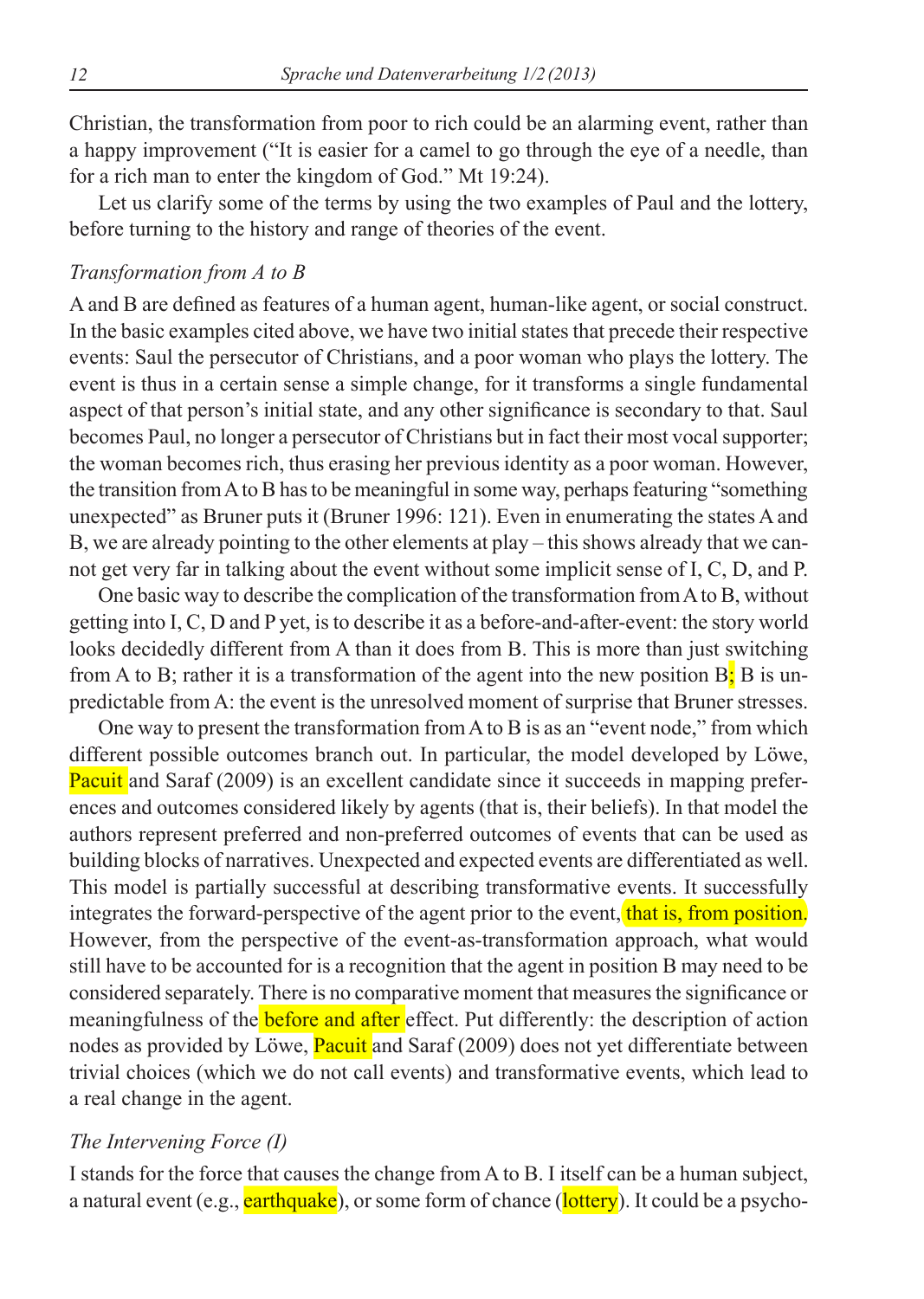Christian, the transformation from poor to rich could be an alarming event, rather than a happy improvement ("It is easier for a camel to go through the eye of a needle, than for a rich man to enter the kingdom of God." Mt 19:24).

Let us clarify some of the terms by using the two examples of Paul and the lottery, before turning to the history and range of theories of the event.

*Transformation from A to B*

A and B are defined as features of a human agent, human-like agent, or social construct. In the basic examples cited above, we have two initial states that precede their respective events: Saul the persecutor of Christians, and a poor woman who plays the lottery. The event is thus in a certain sense a simple change, for it transforms a single fundamental aspect of that person's initial state, and any other significance is secondary to that. Saul becomes Paul, no longer a persecutor of Christians but in fact their most vocal supporter; the woman becomes rich, thus erasing her previous identity as a poor woman. However, the transition from A to B has to be meaningful in some way, perhaps featuring "something unexpected" as Bruner puts it (Bruner 1996: 121). Even in enumerating the states A and B, we are already pointing to the other elements at play – this shows already that we cannot get very far in talking about the event without some implicit sense of I, C, D, and P.

One basic way to describe the complication of the transformation from A to B, without getting into I, C, D and P yet, is to describe it as a before-and-after-event: the story world looks decidedly different from A than it does from B. This is more than just switching from A to B; rather it is a transformation of the agent into the new position B; B is unpredictable from A: the event is the unresolved moment of surprise that Bruner stresses.

One way to present the transformation from A to B is as an "event node," from which different possible outcomes branch out. In particular, the model developed by Löwe, Pacuit and Saraf (2009) is an excellent candidate since it succeeds in mapping preferences and outcomes considered likely by agents (that is, their beliefs). In that model the authors represent preferred and non-preferred outcomes of events that can be used as building blocks of narratives. Unexpected and expected events are differentiated as well. This model is partially successful at describing transformative events. It successfully integrates the forward-perspective of the agent prior to the event, that is, from position. However, from the perspective of the event-as-transformation approach, what would still have to be accounted for is a recognition that the agent in position B may need to be considered separately. There is no comparative moment that measures the significance or meaningfulness of the before and after effect. Put differently: the description of action nodes as provided by Löwe, Pacuit and Saraf (2009) does not yet differentiate between trivial choices (which we do not call events) and transformative events, which lead to a real change in the agent.

*The Intervening Force (I)*

I stands for the force that causes the change from A to B. I itself can be a human subject, a natural event (e.g., earthquake), or some form of chance (lottery). It could be a psycho-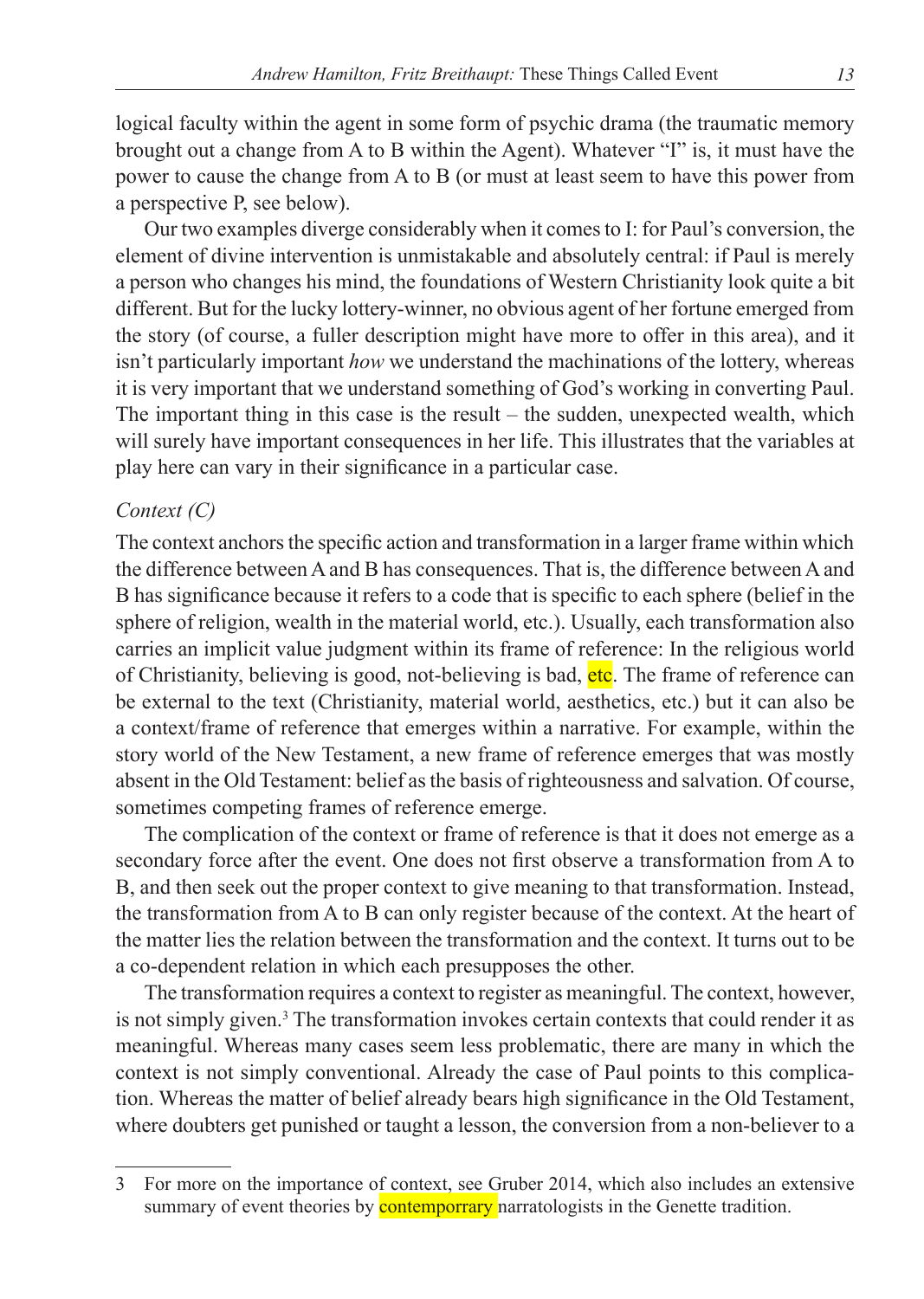logical faculty within the agent in some form of psychic drama (the traumatic memory brought out a change from A to B within the Agent). Whatever "I" is, it must have the power to cause the change from A to B (or must at least seem to have this power from a perspective P, see below).

Our two examples diverge considerably when it comes to I: for Paul's conversion, the element of divine intervention is unmistakable and absolutely central: if Paul is merely a person who changes his mind, the foundations of Western Christianity look quite a bit different. But for the lucky lottery-winner, no obvious agent of her fortune emerged from the story (of course, a fuller description might have more to offer in this area), and it isn't particularly important *how* we understand the machinations of the lottery, whereas it is very important that we understand something of God's working in converting Paul. The important thing in this case is the result – the sudden, unexpected wealth, which will surely have important consequences in her life. This illustrates that the variables at play here can vary in their significance in a particular case.

*Context (C)*

The context anchors the specific action and transformation in a larger frame within which the difference between A and B has consequences. That is, the difference between A and B has significance because it refers to a code that is specific to each sphere (belief in the sphere of religion, wealth in the material world, etc.). Usually, each transformation also carries an implicit value judgment within its frame of reference: In the religious world of Christianity, believing is good, not-believing is bad, etc. The frame of reference can be external to the text (Christianity, material world, aesthetics, etc.) but it can also be a context/frame of reference that emerges within a narrative. For example, within the story world of the New Testament, a new frame of reference emerges that was mostly absent in the Old Testament: belief as the basis of righteousness and salvation. Of course, sometimes competing frames of reference emerge.

The complication of the context or frame of reference is that it does not emerge as a secondary force after the event. One does not first observe a transformation from A to B, and then seek out the proper context to give meaning to that transformation. Instead, the transformation from A to B can only register because of the context. At the heart of the matter lies the relation between the transformation and the context. It turns out to be a co-dependent relation in which each presupposes the other.

The transformation requires a context to register as meaningful. The context, however, is not simply given.[3] The transformation invokes certain contexts that could render it as meaningful. Whereas many cases seem less problematic, there are many in which the context is not simply conventional. Already the case of Paul points to this complication. Whereas the matter of belief already bears high significance in the Old Testament, where doubters get punished or taught a lesson, the conversion from a non-believer to a

---

3 For more on the importance of context, see Gruber 2014, which also includes an extensive summary of event theories by contemporrary narratologists in the Genette tradition.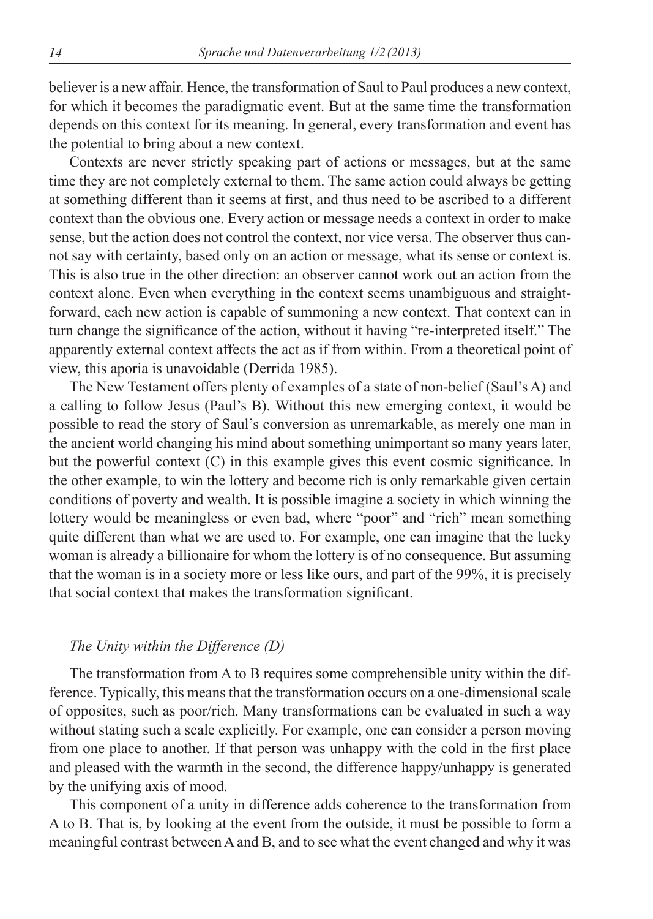believer is a new affair. Hence, the transformation of Saul to Paul produces a new context, for which it becomes the paradigmatic event. But at the same time the transformation depends on this context for its meaning. In general, every transformation and event has the potential to bring about a new context.

Contexts are never strictly speaking part of actions or messages, but at the same time they are not completely external to them. The same action could always be getting at something different than it seems at first, and thus need to be ascribed to a different context than the obvious one. Every action or message needs a context in order to make sense, but the action does not control the context, nor vice versa. The observer thus cannot say with certainty, based only on an action or message, what its sense or context is. This is also true in the other direction: an observer cannot work out an action from the context alone. Even when everything in the context seems unambiguous and straightforward, each new action is capable of summoning a new context. That context can in turn change the significance of the action, without it having "re-interpreted itself." The apparently external context affects the act as if from within. From a theoretical point of view, this aporia is unavoidable (Derrida 1985).

The New Testament offers plenty of examples of a state of non-belief (Saul's A) and a calling to follow Jesus (Paul's B). Without this new emerging context, it would be possible to read the story of Saul's conversion as unremarkable, as merely one man in the ancient world changing his mind about something unimportant so many years later, but the powerful context (C) in this example gives this event cosmic significance. In the other example, to win the lottery and become rich is only remarkable given certain conditions of poverty and wealth. It is possible imagine a society in which winning the lottery would be meaningless or even bad, where "poor" and "rich" mean something quite different than what we are used to. For example, one can imagine that the lucky woman is already a billionaire for whom the lottery is of no consequence. But assuming that the woman is in a society more or less like ours, and part of the 99%, it is precisely that social context that makes the transformation significant.

### *The Unity within the Difference (D)*

The transformation from A to B requires some comprehensible unity within the difference. Typically, this means that the transformation occurs on a one-dimensional scale of opposites, such as poor/rich. Many transformations can be evaluated in such a way without stating such a scale explicitly. For example, one can consider a person moving from one place to another. If that person was unhappy with the cold in the first place and pleased with the warmth in the second, the difference happy/unhappy is generated by the unifying axis of mood.

This component of a unity in difference adds coherence to the transformation from A to B. That is, by looking at the event from the outside, it must be possible to form a meaningful contrast between A and B, and to see what the event changed and why it was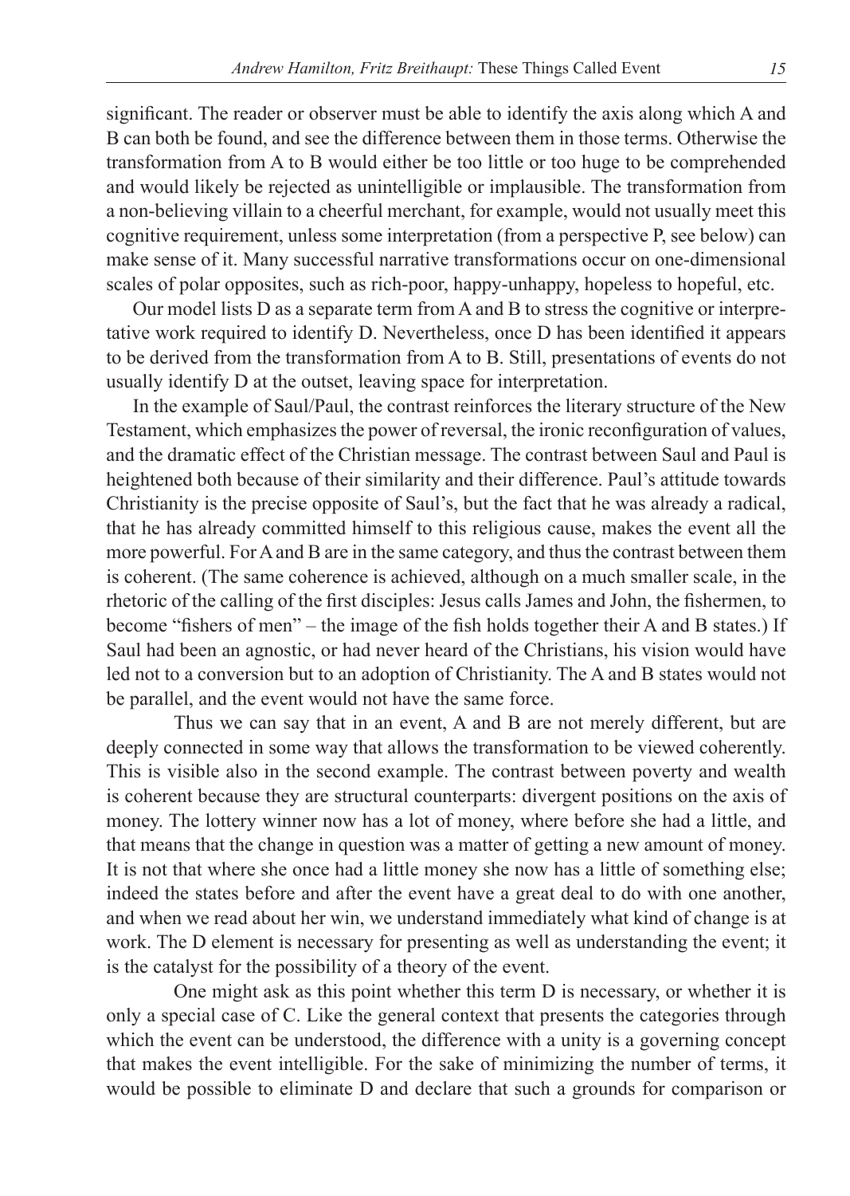significant. The reader or observer must be able to identify the axis along which A and B can both be found, and see the difference between them in those terms. Otherwise the transformation from A to B would either be too little or too huge to be comprehended and would likely be rejected as unintelligible or implausible. The transformation from a non-believing villain to a cheerful merchant, for example, would not usually meet this cognitive requirement, unless some interpretation (from a perspective P, see below) can make sense of it. Many successful narrative transformations occur on one-dimensional scales of polar opposites, such as rich-poor, happy-unhappy, hopeless to hopeful, etc.

Our model lists D as a separate term from A and B to stress the cognitive or interpretative work required to identify D. Nevertheless, once D has been identified it appears to be derived from the transformation from A to B. Still, presentations of events do not usually identify D at the outset, leaving space for interpretation.

In the example of Saul/Paul, the contrast reinforces the literary structure of the New Testament, which emphasizes the power of reversal, the ironic reconfiguration of values, and the dramatic effect of the Christian message. The contrast between Saul and Paul is heightened both because of their similarity and their difference. Paul's attitude towards Christianity is the precise opposite of Saul's, but the fact that he was already a radical, that he has already committed himself to this religious cause, makes the event all the more powerful. For A and B are in the same category, and thus the contrast between them is coherent. (The same coherence is achieved, although on a much smaller scale, in the rhetoric of the calling of the first disciples: Jesus calls James and John, the fishermen, to become "fishers of men" – the image of the fish holds together their A and B states.) If Saul had been an agnostic, or had never heard of the Christians, his vision would have led not to a conversion but to an adoption of Christianity. The A and B states would not be parallel, and the event would not have the same force.

Thus we can say that in an event, A and B are not merely different, but are deeply connected in some way that allows the transformation to be viewed coherently. This is visible also in the second example. The contrast between poverty and wealth is coherent because they are structural counterparts: divergent positions on the axis of money. The lottery winner now has a lot of money, where before she had a little, and that means that the change in question was a matter of getting a new amount of money. It is not that where she once had a little money she now has a little of something else; indeed the states before and after the event have a great deal to do with one another, and when we read about her win, we understand immediately what kind of change is at work. The D element is necessary for presenting as well as understanding the event; it is the catalyst for the possibility of a theory of the event.

One might ask as this point whether this term D is necessary, or whether it is only a special case of C. Like the general context that presents the categories through which the event can be understood, the difference with a unity is a governing concept that makes the event intelligible. For the sake of minimizing the number of terms, it would be possible to eliminate D and declare that such a grounds for comparison or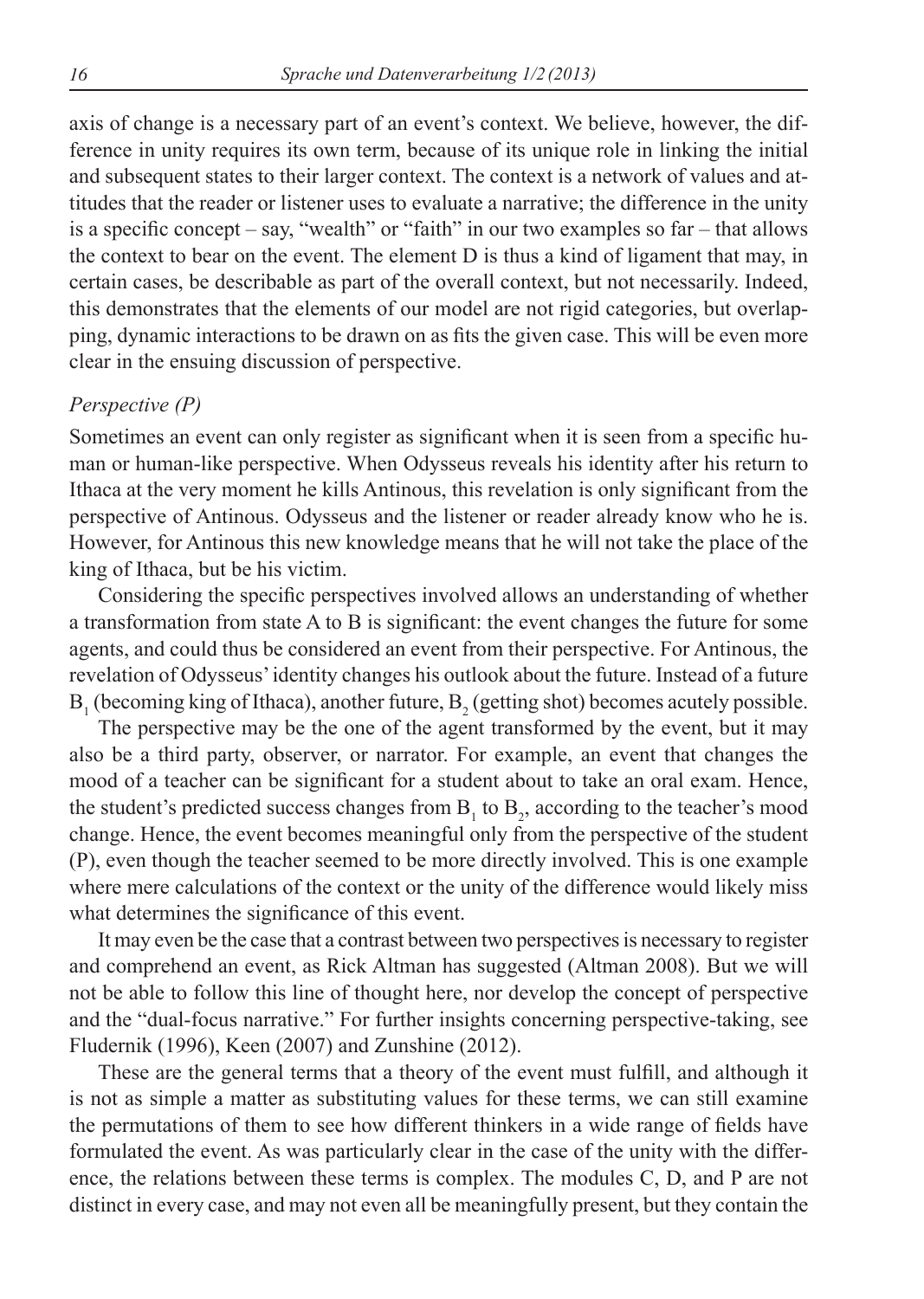axis of change is a necessary part of an event's context. We believe, however, the difference in unity requires its own term, because of its unique role in linking the initial and subsequent states to their larger context. The context is a network of values and attitudes that the reader or listener uses to evaluate a narrative; the difference in the unity is a specific concept – say, "wealth" or "faith" in our two examples so far – that allows the context to bear on the event. The element D is thus a kind of ligament that may, in certain cases, be describable as part of the overall context, but not necessarily. Indeed, this demonstrates that the elements of our model are not rigid categories, but overlapping, dynamic interactions to be drawn on as fits the given case. This will be even more clear in the ensuing discussion of perspective.

### *Perspective (P)*

Sometimes an event can only register as significant when it is seen from a specific human or human-like perspective. When Odysseus reveals his identity after his return to Ithaca at the very moment he kills Antinous, this revelation is only significant from the perspective of Antinous. Odysseus and the listener or reader already know who he is. However, for Antinous this new knowledge means that he will not take the place of the king of Ithaca, but be his victim.

Considering the specific perspectives involved allows an understanding of whether a transformation from state A to B is significant: the event changes the future for some agents, and could thus be considered an event from their perspective. For Antinous, the revelation of Odysseus' identity changes his outlook about the future. Instead of a future $B_1$ (becoming king of Ithaca), another future, $B_2$ (getting shot) becomes acutely possible.

The perspective may be the one of the agent transformed by the event, but it may also be a third party, observer, or narrator. For example, an event that changes the mood of a teacher can be significant for a student about to take an oral exam. Hence, the student's predicted success changes from $B_1$ to $B_2$, according to the teacher's mood change. Hence, the event becomes meaningful only from the perspective of the student (P), even though the teacher seemed to be more directly involved. This is one example where mere calculations of the context or the unity of the difference would likely miss what determines the significance of this event.

It may even be the case that a contrast between two perspectives is necessary to register and comprehend an event, as Rick Altman has suggested (Altman 2008). But we will not be able to follow this line of thought here, nor develop the concept of perspective and the "dual-focus narrative." For further insights concerning perspective-taking, see Fludernik (1996), Keen (2007) and Zunshine (2012).

These are the general terms that a theory of the event must fulfill, and although it is not as simple a matter as substituting values for these terms, we can still examine the permutations of them to see how different thinkers in a wide range of fields have formulated the event. As was particularly clear in the case of the unity with the difference, the relations between these terms is complex. The modules C, D, and P are not distinct in every case, and may not even all be meaningfully present, but they contain the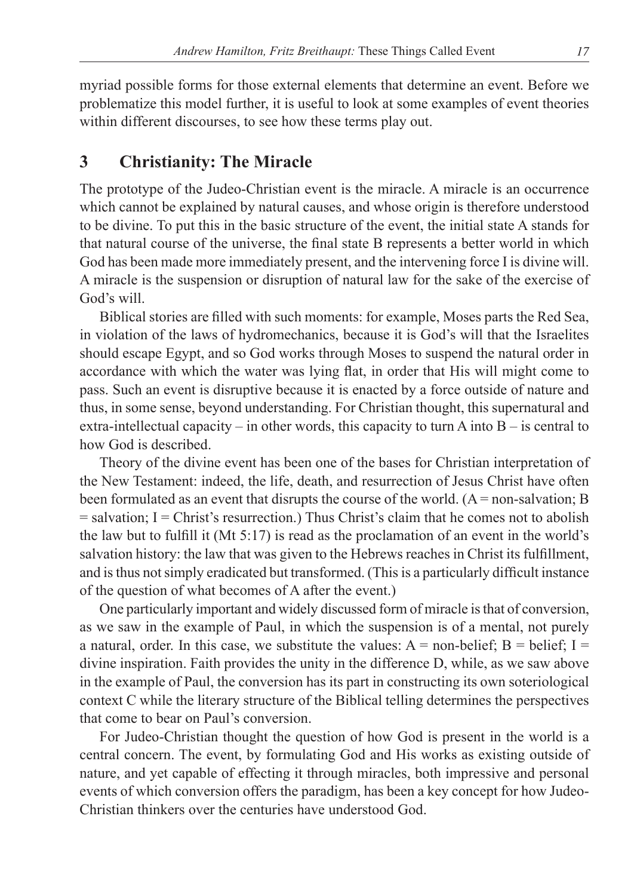myriad possible forms for those external elements that determine an event. Before we problematize this model further, it is useful to look at some examples of event theories within different discourses, to see how these terms play out.

## 3 Christianity: The Miracle

The prototype of the Judeo-Christian event is the miracle. A miracle is an occurrence which cannot be explained by natural causes, and whose origin is therefore understood to be divine. To put this in the basic structure of the event, the initial state A stands for that natural course of the universe, the final state B represents a better world in which God has been made more immediately present, and the intervening force I is divine will. A miracle is the suspension or disruption of natural law for the sake of the exercise of God's will.

Biblical stories are filled with such moments: for example, Moses parts the Red Sea, in violation of the laws of hydromechanics, because it is God's will that the Israelites should escape Egypt, and so God works through Moses to suspend the natural order in accordance with which the water was lying flat, in order that His will might come to pass. Such an event is disruptive because it is enacted by a force outside of nature and thus, in some sense, beyond understanding. For Christian thought, this supernatural and extra-intellectual capacity – in other words, this capacity to turn A into B – is central to how God is described.

Theory of the divine event has been one of the bases for Christian interpretation of the New Testament: indeed, the life, death, and resurrection of Jesus Christ have often been formulated as an event that disrupts the course of the world. (A = non-salvation; B = salvation; I = Christ's resurrection.) Thus Christ's claim that he comes not to abolish the law but to fulfill it (Mt 5:17) is read as the proclamation of an event in the world's salvation history: the law that was given to the Hebrews reaches in Christ its fulfillment, and is thus not simply eradicated but transformed. (This is a particularly difficult instance of the question of what becomes of A after the event.)

One particularly important and widely discussed form of miracle is that of conversion, as we saw in the example of Paul, in which the suspension is of a mental, not purely a natural, order. In this case, we substitute the values: A = non-belief; B = belief; I = divine inspiration. Faith provides the unity in the difference D, while, as we saw above in the example of Paul, the conversion has its part in constructing its own soteriological context C while the literary structure of the Biblical telling determines the perspectives that come to bear on Paul's conversion.

For Judeo-Christian thought the question of how God is present in the world is a central concern. The event, by formulating God and His works as existing outside of nature, and yet capable of effecting it through miracles, both impressive and personal events of which conversion offers the paradigm, has been a key concept for how Judeo-Christian thinkers over the centuries have understood God.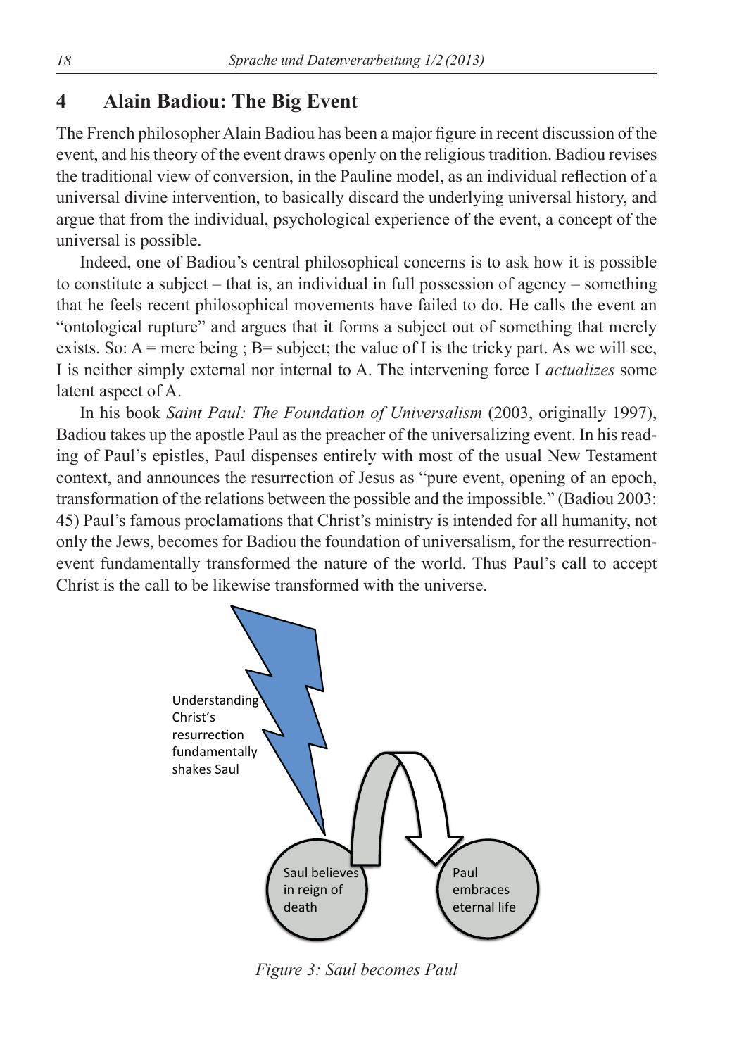## 4 Alain Badiou: The Big Event

The French philosopher Alain Badiou has been a major figure in recent discussion of the event, and his theory of the event draws openly on the religious tradition. Badiou revises the traditional view of conversion, in the Pauline model, as an individual reflection of a universal divine intervention, to basically discard the underlying universal history, and argue that from the individual, psychological experience of the event, a concept of the universal is possible.

Indeed, one of Badiou's central philosophical concerns is to ask how it is possible to constitute a subject – that is, an individual in full possession of agency – something that he feels recent philosophical movements have failed to do. He calls the event an "ontological rupture" and argues that it forms a subject out of something that merely exists. So: A = mere being ; B= subject; the value of I is the tricky part. As we will see, I is neither simply external nor internal to A. The intervening force I *actualizes* some latent aspect of A.

In his book *Saint Paul: The Foundation of Universalism* (2003, originally 1997), Badiou takes up the apostle Paul as the preacher of the universalizing event. In his reading of Paul's epistles, Paul dispenses entirely with most of the usual New Testament context, and announces the resurrection of Jesus as "pure event, opening of an epoch, transformation of the relations between the possible and the impossible." (Badiou 2003: 45) Paul's famous proclamations that Christ's ministry is intended for all humanity, not only the Jews, becomes for Badiou the foundation of universalism, for the resurrection-event fundamentally transformed the nature of the world. Thus Paul's call to accept Christ is the call to be likewise transformed with the universe.

Understanding Christ's resurrection fundamentally shakes Saul

Saul believes in reign of death

Paul embraces eternal life

*Figure 3: Saul becomes Paul*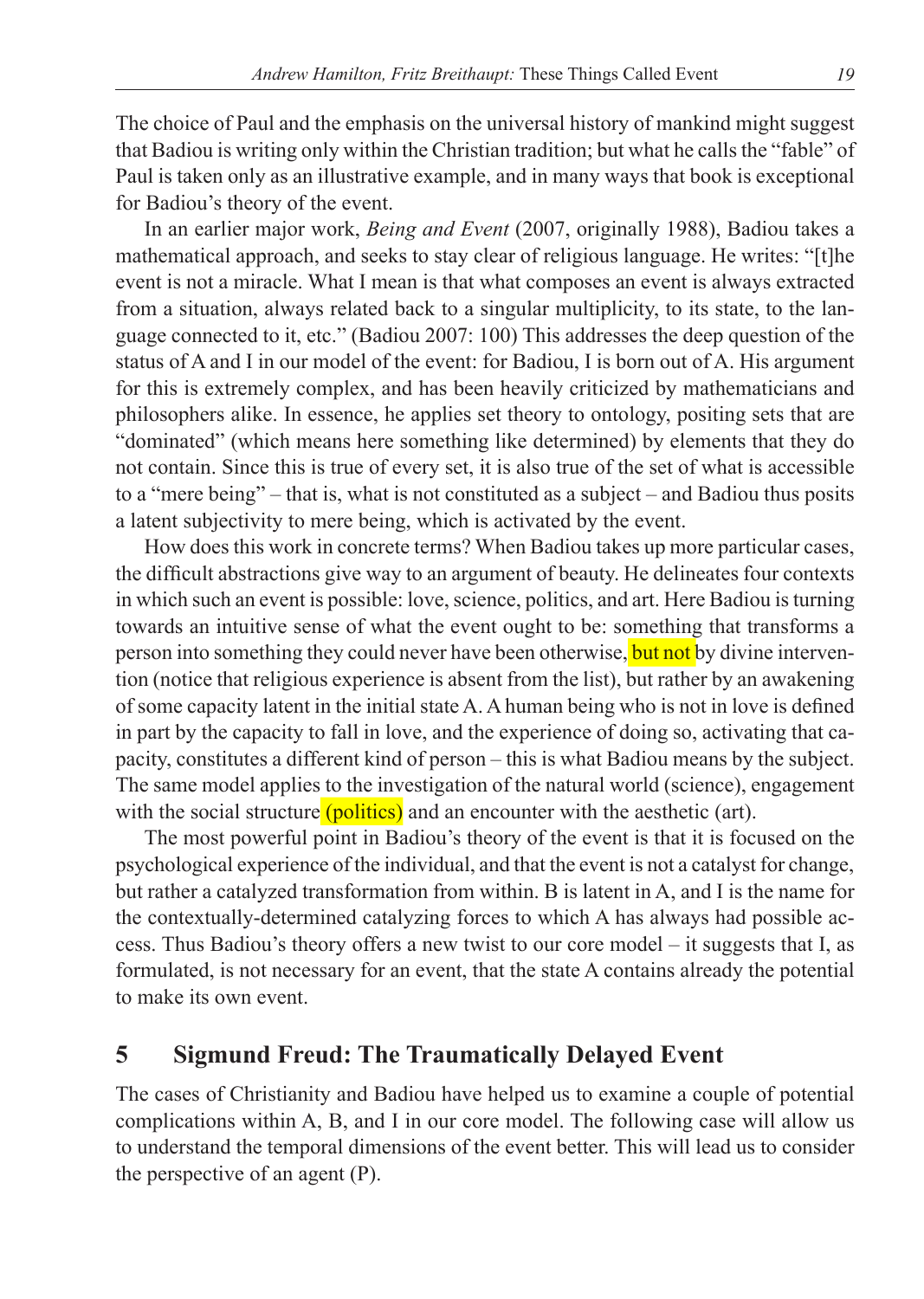The choice of Paul and the emphasis on the universal history of mankind might suggest that Badiou is writing only within the Christian tradition; but what he calls the "fable" of Paul is taken only as an illustrative example, and in many ways that book is exceptional for Badiou's theory of the event.

In an earlier major work, *Being and Event* (2007, originally 1988), Badiou takes a mathematical approach, and seeks to stay clear of religious language. He writes: "[t]he event is not a miracle. What I mean is that what composes an event is always extracted from a situation, always related back to a singular multiplicity, to its state, to the language connected to it, etc." (Badiou 2007: 100) This addresses the deep question of the status of A and I in our model of the event: for Badiou, I is born out of A. His argument for this is extremely complex, and has been heavily criticized by mathematicians and philosophers alike. In essence, he applies set theory to ontology, positing sets that are "dominated" (which means here something like determined) by elements that they do not contain. Since this is true of every set, it is also true of the set of what is accessible to a "mere being" – that is, what is not constituted as a subject – and Badiou thus posits a latent subjectivity to mere being, which is activated by the event.

How does this work in concrete terms? When Badiou takes up more particular cases, the difficult abstractions give way to an argument of beauty. He delineates four contexts in which such an event is possible: love, science, politics, and art. Here Badiou is turning towards an intuitive sense of what the event ought to be: something that transforms a person into something they could never have been otherwise, but not by divine intervention (notice that religious experience is absent from the list), but rather by an awakening of some capacity latent in the initial state A. A human being who is not in love is defined in part by the capacity to fall in love, and the experience of doing so, activating that capacity, constitutes a different kind of person – this is what Badiou means by the subject. The same model applies to the investigation of the natural world (science), engagement with the social structure (politics) and an encounter with the aesthetic (art).

The most powerful point in Badiou's theory of the event is that it is focused on the psychological experience of the individual, and that the event is not a catalyst for change, but rather a catalyzed transformation from within. B is latent in A, and I is the name for the contextually-determined catalyzing forces to which A has always had possible access. Thus Badiou's theory offers a new twist to our core model – it suggests that I, as formulated, is not necessary for an event, that the state A contains already the potential to make its own event.

## 5 Sigmund Freud: The Traumatically Delayed Event

The cases of Christianity and Badiou have helped us to examine a couple of potential complications within A, B, and I in our core model. The following case will allow us to understand the temporal dimensions of the event better. This will lead us to consider the perspective of an agent (P).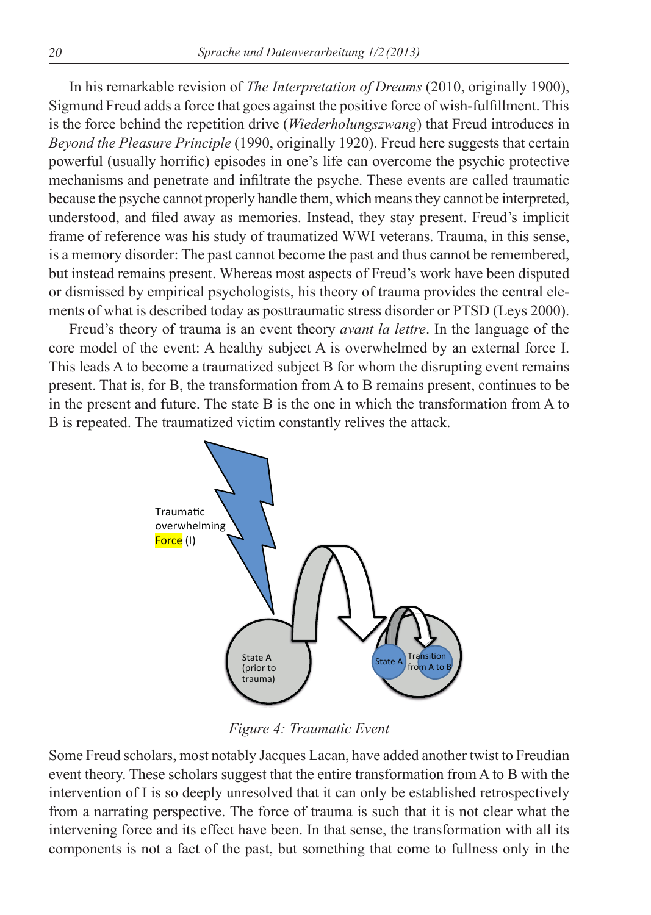In his remarkable revision of *The Interpretation of Dreams* (2010, originally 1900), Sigmund Freud adds a force that goes against the positive force of wish-fulfillment. This is the force behind the repetition drive (*Wiederholungszwang*) that Freud introduces in *Beyond the Pleasure Principle* (1990, originally 1920). Freud here suggests that certain powerful (usually horrific) episodes in one's life can overcome the psychic protective mechanisms and penetrate and infiltrate the psyche. These events are called traumatic because the psyche cannot properly handle them, which means they cannot be interpreted, understood, and filed away as memories. Instead, they stay present. Freud's implicit frame of reference was his study of traumatized WWI veterans. Trauma, in this sense, is a memory disorder: The past cannot become the past and thus cannot be remembered, but instead remains present. Whereas most aspects of Freud's work have been disputed or dismissed by empirical psychologists, his theory of trauma provides the central elements of what is described today as posttraumatic stress disorder or PTSD (Leys 2000).

Freud's theory of trauma is an event theory *avant la lettre*. In the language of the core model of the event: A healthy subject A is overwhelmed by an external force I. This leads A to become a traumatized subject B for whom the disrupting event remains present. That is, for B, the transformation from A to B remains present, continues to be in the present and future. The state B is the one in which the transformation from A to B is repeated. The traumatized victim constantly relives the attack.

*Figure 4: Traumatic Event*

Some Freud scholars, most notably Jacques Lacan, have added another twist to Freudian event theory. These scholars suggest that the entire transformation from A to B with the intervention of I is so deeply unresolved that it can only be established retrospectively from a narrating perspective. The force of trauma is such that it is not clear what the intervening force and its effect have been. In that sense, the transformation with all its components is not a fact of the past, but something that come to fullness only in the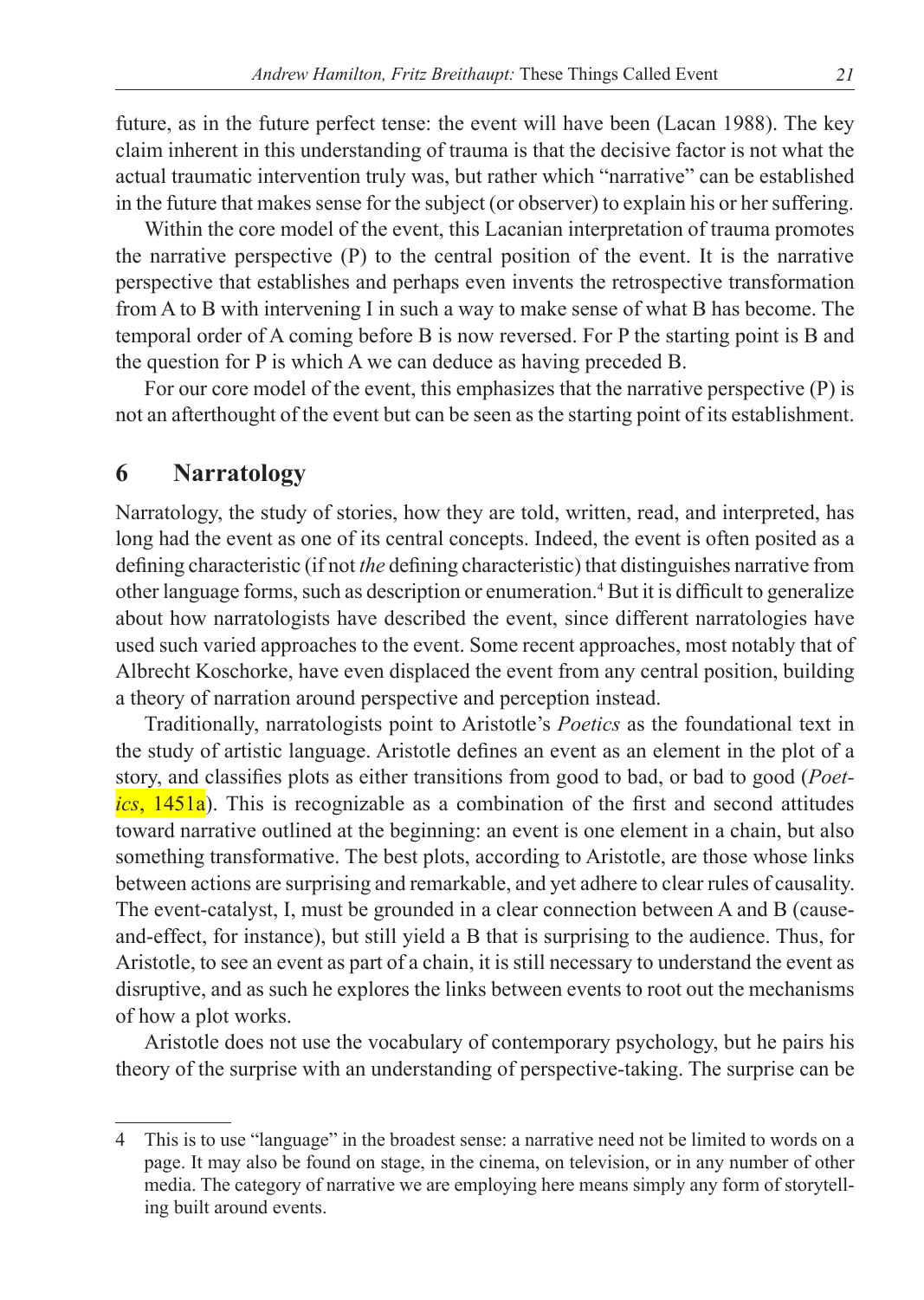future, as in the future perfect tense: the event will have been (Lacan 1988). The key claim inherent in this understanding of trauma is that the decisive factor is not what the actual traumatic intervention truly was, but rather which "narrative" can be established in the future that makes sense for the subject (or observer) to explain his or her suffering.

Within the core model of the event, this Lacanian interpretation of trauma promotes the narrative perspective (P) to the central position of the event. It is the narrative perspective that establishes and perhaps even invents the retrospective transformation from A to B with intervening I in such a way to make sense of what B has become. The temporal order of A coming before B is now reversed. For P the starting point is B and the question for P is which A we can deduce as having preceded B.

For our core model of the event, this emphasizes that the narrative perspective (P) is not an afterthought of the event but can be seen as the starting point of its establishment.

## 6 Narratology

Narratology, the study of stories, how they are told, written, read, and interpreted, has long had the event as one of its central concepts. Indeed, the event is often posited as a defining characteristic (if not *the* defining characteristic) that distinguishes narrative from other language forms, such as description or enumeration.[4] But it is difficult to generalize about how narratologists have described the event, since different narratologies have used such varied approaches to the event. Some recent approaches, most notably that of Albrecht Koschorke, have even displaced the event from any central position, building a theory of narration around perspective and perception instead.

Traditionally, narratologists point to Aristotle's *Poetics* as the foundational text in the study of artistic language. Aristotle defines an event as an element in the plot of a story, and classifies plots as either transitions from good to bad, or bad to good (*Poetics*, 1451a). This is recognizable as a combination of the first and second attitudes toward narrative outlined at the beginning: an event is one element in a chain, but also something transformative. The best plots, according to Aristotle, are those whose links between actions are surprising and remarkable, and yet adhere to clear rules of causality. The event-catalyst, I, must be grounded in a clear connection between A and B (cause-and-effect, for instance), but still yield a B that is surprising to the audience. Thus, for Aristotle, to see an event as part of a chain, it is still necessary to understand the event as disruptive, and as such he explores the links between events to root out the mechanisms of how a plot works.

Aristotle does not use the vocabulary of contemporary psychology, but he pairs his theory of the surprise with an understanding of perspective-taking. The surprise can be

---

4 This is to use "language" in the broadest sense: a narrative need not be limited to words on a page. It may also be found on stage, in the cinema, on television, or in any number of other media. The category of narrative we are employing here means simply any form of storytelling built around events.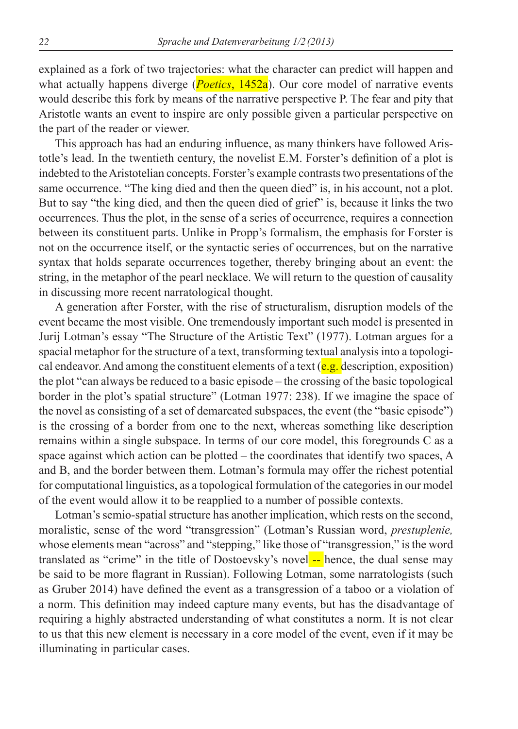explained as a fork of two trajectories: what the character can predict will happen and what actually happens diverge (*Poetics*, 1452a). Our core model of narrative events would describe this fork by means of the narrative perspective P. The fear and pity that Aristotle wants an event to inspire are only possible given a particular perspective on the part of the reader or viewer.

This approach has had an enduring influence, as many thinkers have followed Aristotle's lead. In the twentieth century, the novelist E.M. Forster's definition of a plot is indebted to the Aristotelian concepts. Forster's example contrasts two presentations of the same occurrence. "The king died and then the queen died" is, in his account, not a plot. But to say "the king died, and then the queen died of grief" is, because it links the two occurrences. Thus the plot, in the sense of a series of occurrence, requires a connection between its constituent parts. Unlike in Propp's formalism, the emphasis for Forster is not on the occurrence itself, or the syntactic series of occurrences, but on the narrative syntax that holds separate occurrences together, thereby bringing about an event: the string, in the metaphor of the pearl necklace. We will return to the question of causality in discussing more recent narratological thought.

A generation after Forster, with the rise of structuralism, disruption models of the event became the most visible. One tremendously important such model is presented in Jurij Lotman's essay "The Structure of the Artistic Text" (1977). Lotman argues for a spacial metaphor for the structure of a text, transforming textual analysis into a topological endeavor. And among the constituent elements of a text (e.g. description, exposition) the plot "can always be reduced to a basic episode – the crossing of the basic topological border in the plot's spatial structure" (Lotman 1977: 238). If we imagine the space of the novel as consisting of a set of demarcated subspaces, the event (the "basic episode") is the crossing of a border from one to the next, whereas something like description remains within a single subspace. In terms of our core model, this foregrounds C as a space against which action can be plotted – the coordinates that identify two spaces, A and B, and the border between them. Lotman's formula may offer the richest potential for computational linguistics, as a topological formulation of the categories in our model of the event would allow it to be reapplied to a number of possible contexts.

Lotman's semio-spatial structure has another implication, which rests on the second, moralistic, sense of the word "transgression" (Lotman's Russian word, *prestuplenie,* whose elements mean "across" and "stepping," like those of "transgression," is the word translated as "crime" in the title of Dostoevsky's novel -- hence, the dual sense may be said to be more flagrant in Russian). Following Lotman, some narratologists (such as Gruber 2014) have defined the event as a transgression of a taboo or a violation of a norm. This definition may indeed capture many events, but has the disadvantage of requiring a highly abstracted understanding of what constitutes a norm. It is not clear to us that this new element is necessary in a core model of the event, even if it may be illuminating in particular cases.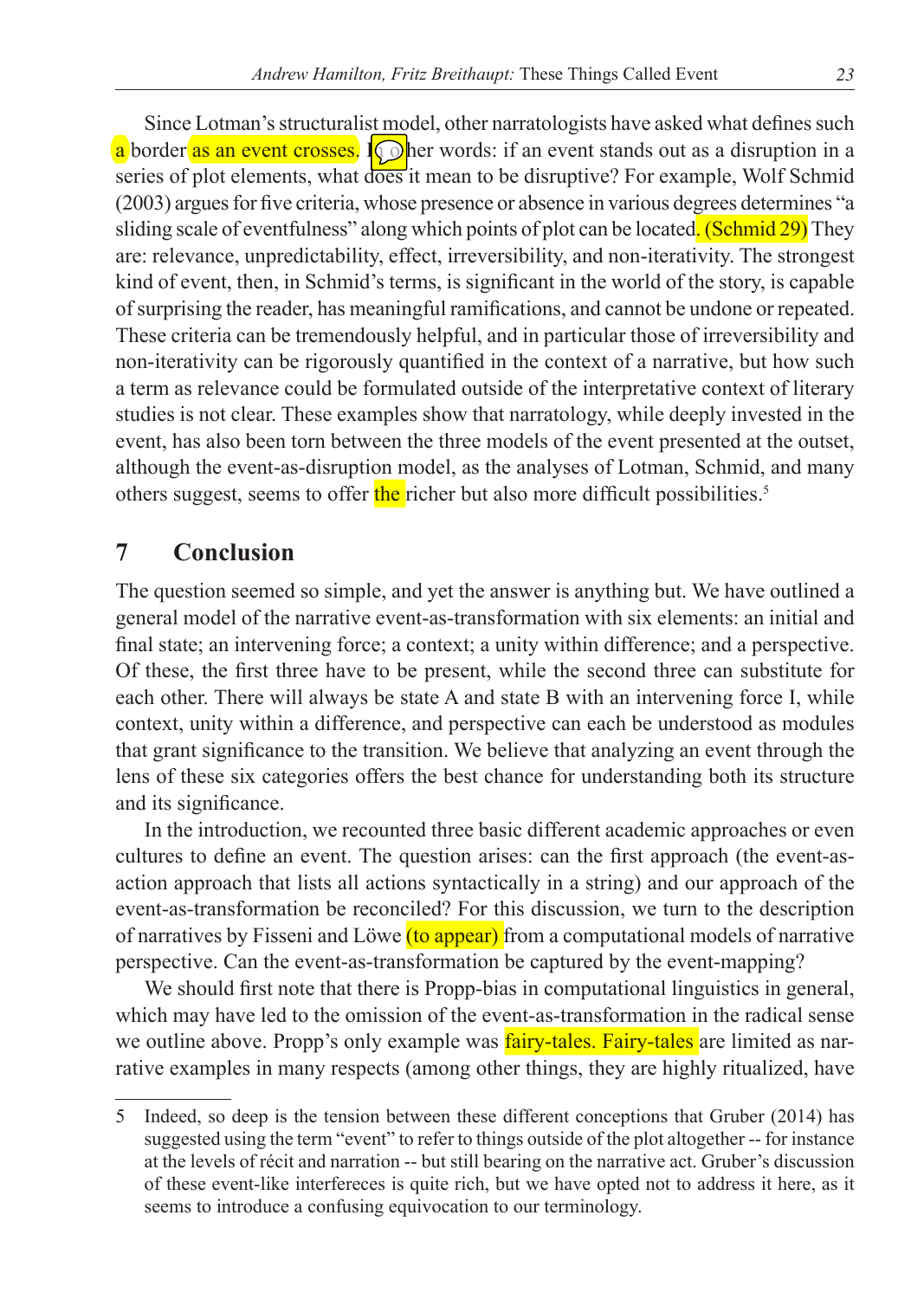Since Lotman's structuralist model, other narratologists have asked what defines such a border as an event crosses. In other words: if an event stands out as a disruption in a series of plot elements, what does it mean to be disruptive? For example, Wolf Schmid (2003) argues for five criteria, whose presence or absence in various degrees determines "a sliding scale of eventfulness" along which points of plot can be located. (Schmid 29) They are: relevance, unpredictability, effect, irreversibility, and non-iterativity. The strongest kind of event, then, in Schmid's terms, is significant in the world of the story, is capable of surprising the reader, has meaningful ramifications, and cannot be undone or repeated. These criteria can be tremendously helpful, and in particular those of irreversibility and non-iterativity can be rigorously quantified in the context of a narrative, but how such a term as relevance could be formulated outside of the interpretative context of literary studies is not clear. These examples show that narratology, while deeply invested in the event, has also been torn between the three models of the event presented at the outset, although the event-as-disruption model, as the analyses of Lotman, Schmid, and many others suggest, seems to offer the richer but also more difficult possibilities.[5]

## 7 Conclusion

The question seemed so simple, and yet the answer is anything but. We have outlined a general model of the narrative event-as-transformation with six elements: an initial and final state; an intervening force; a context; a unity within difference; and a perspective. Of these, the first three have to be present, while the second three can substitute for each other. There will always be state A and state B with an intervening force I, while context, unity within a difference, and perspective can each be understood as modules that grant significance to the transition. We believe that analyzing an event through the lens of these six categories offers the best chance for understanding both its structure and its significance.

In the introduction, we recounted three basic different academic approaches or even cultures to define an event. The question arises: can the first approach (the event-as-action approach that lists all actions syntactically in a string) and our approach of the event-as-transformation be reconciled? For this discussion, we turn to the description of narratives by Fisseni and Löwe (to appear) from a computational models of narrative perspective. Can the event-as-transformation be captured by the event-mapping?

We should first note that there is Propp-bias in computational linguistics in general, which may have led to the omission of the event-as-transformation in the radical sense we outline above. Propp's only example was fairy-tales. Fairy-tales are limited as narrative examples in many respects (among other things, they are highly ritualized, have

---

5 Indeed, so deep is the tension between these different conceptions that Gruber (2014) has suggested using the term "event" to refer to things outside of the plot altogether -- for instance at the levels of récit and narration -- but still bearing on the narrative act. Gruber's discussion of these event-like interfereces is quite rich, but we have opted not to address it here, as it seems to introduce a confusing equivocation to our terminology.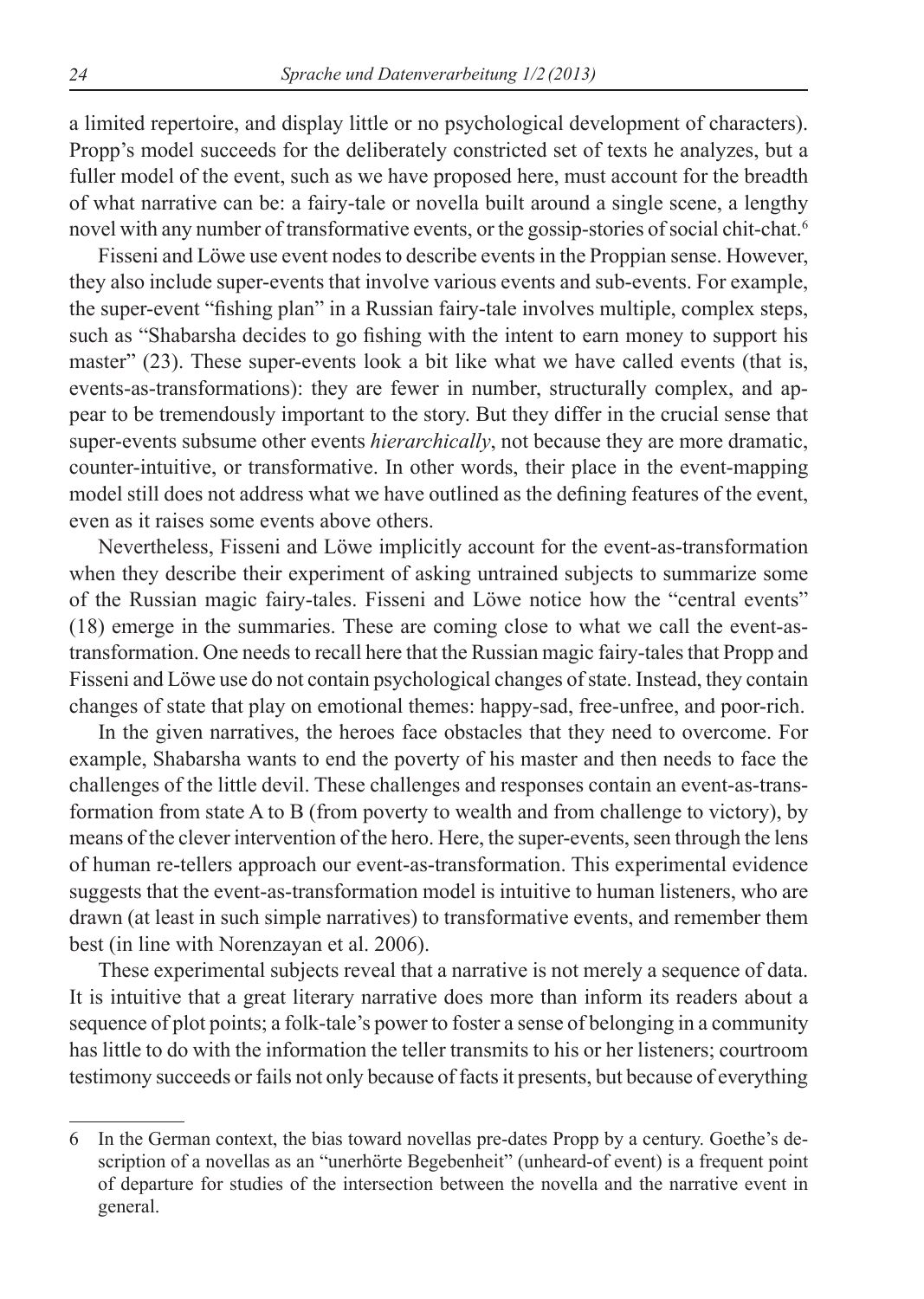a limited repertoire, and display little or no psychological development of characters). Propp's model succeeds for the deliberately constricted set of texts he analyzes, but a fuller model of the event, such as we have proposed here, must account for the breadth of what narrative can be: a fairy-tale or novella built around a single scene, a lengthy novel with any number of transformative events, or the gossip-stories of social chit-chat.[6]

Fisseni and Löwe use event nodes to describe events in the Proppian sense. However, they also include super-events that involve various events and sub-events. For example, the super-event "fishing plan" in a Russian fairy-tale involves multiple, complex steps, such as "Shabarsha decides to go fishing with the intent to earn money to support his master" (23). These super-events look a bit like what we have called events (that is, events-as-transformations): they are fewer in number, structurally complex, and appear to be tremendously important to the story. But they differ in the crucial sense that super-events subsume other events *hierarchically*, not because they are more dramatic, counter-intuitive, or transformative. In other words, their place in the event-mapping model still does not address what we have outlined as the defining features of the event, even as it raises some events above others.

Nevertheless, Fisseni and Löwe implicitly account for the event-as-transformation when they describe their experiment of asking untrained subjects to summarize some of the Russian magic fairy-tales. Fisseni and Löwe notice how the "central events" (18) emerge in the summaries. These are coming close to what we call the event-as-transformation. One needs to recall here that the Russian magic fairy-tales that Propp and Fisseni and Löwe use do not contain psychological changes of state. Instead, they contain changes of state that play on emotional themes: happy-sad, free-unfree, and poor-rich.

In the given narratives, the heroes face obstacles that they need to overcome. For example, Shabarsha wants to end the poverty of his master and then needs to face the challenges of the little devil. These challenges and responses contain an event-as-transformation from state A to B (from poverty to wealth and from challenge to victory), by means of the clever intervention of the hero. Here, the super-events, seen through the lens of human re-tellers approach our event-as-transformation. This experimental evidence suggests that the event-as-transformation model is intuitive to human listeners, who are drawn (at least in such simple narratives) to transformative events, and remember them best (in line with Norenzayan et al. 2006).

These experimental subjects reveal that a narrative is not merely a sequence of data. It is intuitive that a great literary narrative does more than inform its readers about a sequence of plot points; a folk-tale's power to foster a sense of belonging in a community has little to do with the information the teller transmits to his or her listeners; courtroom testimony succeeds or fails not only because of facts it presents, but because of everything

---

6 In the German context, the bias toward novellas pre-dates Propp by a century. Goethe's description of a novellas as an "unerhörte Begebenheit" (unheard-of event) is a frequent point of departure for studies of the intersection between the novella and the narrative event in general.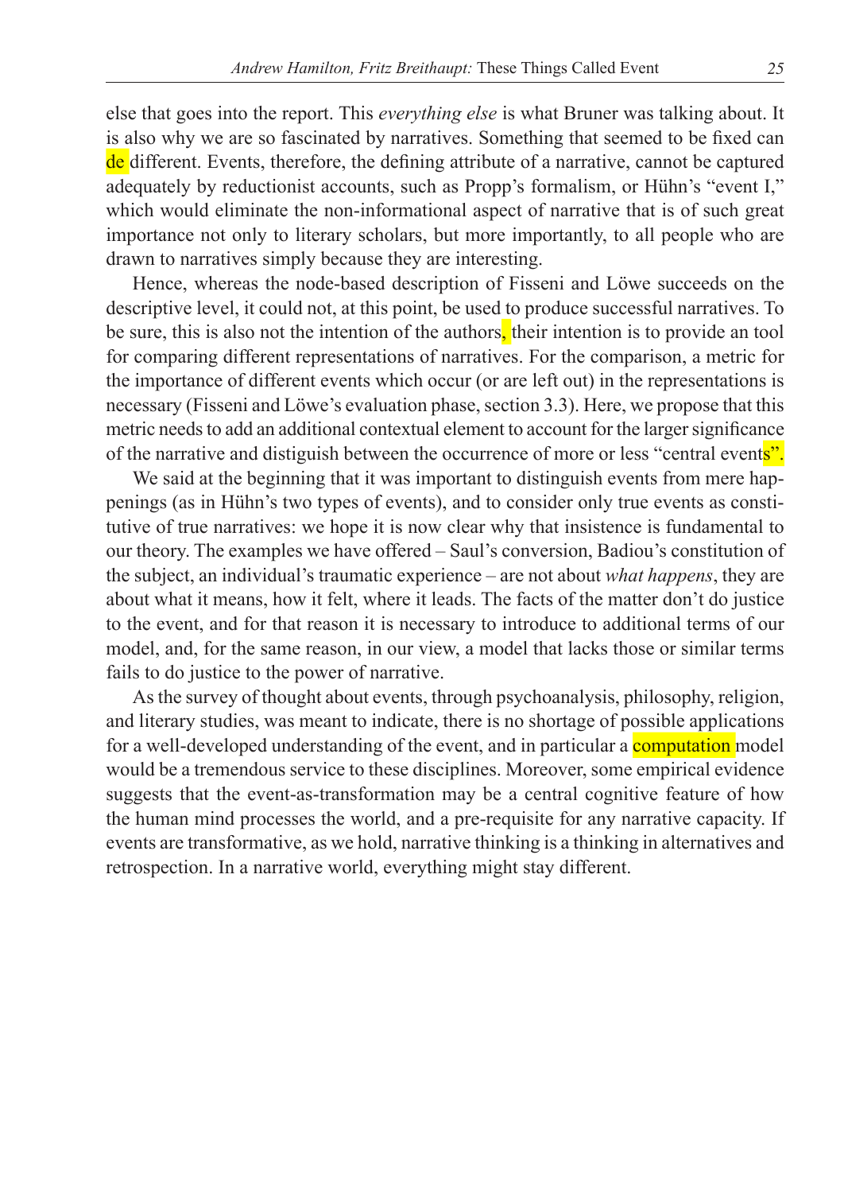else that goes into the report. This *everything else* is what Bruner was talking about. It is also why we are so fascinated by narratives. Something that seemed to be fixed can de different. Events, therefore, the defining attribute of a narrative, cannot be captured adequately by reductionist accounts, such as Propp's formalism, or Hühn's "event I," which would eliminate the non-informational aspect of narrative that is of such great importance not only to literary scholars, but more importantly, to all people who are drawn to narratives simply because they are interesting.

Hence, whereas the node-based description of Fisseni and Löwe succeeds on the descriptive level, it could not, at this point, be used to produce successful narratives. To be sure, this is also not the intention of the authors, their intention is to provide an tool for comparing different representations of narratives. For the comparison, a metric for the importance of different events which occur (or are left out) in the representations is necessary (Fisseni and Löwe's evaluation phase, section 3.3). Here, we propose that this metric needs to add an additional contextual element to account for the larger significance of the narrative and distiguish between the occurrence of more or less "central events".

We said at the beginning that it was important to distinguish events from mere happenings (as in Hühn's two types of events), and to consider only true events as constitutive of true narratives: we hope it is now clear why that insistence is fundamental to our theory. The examples we have offered – Saul's conversion, Badiou's constitution of the subject, an individual's traumatic experience – are not about *what happens*, they are about what it means, how it felt, where it leads. The facts of the matter don't do justice to the event, and for that reason it is necessary to introduce to additional terms of our model, and, for the same reason, in our view, a model that lacks those or similar terms fails to do justice to the power of narrative.

As the survey of thought about events, through psychoanalysis, philosophy, religion, and literary studies, was meant to indicate, there is no shortage of possible applications for a well-developed understanding of the event, and in particular a computation model would be a tremendous service to these disciplines. Moreover, some empirical evidence suggests that the event-as-transformation may be a central cognitive feature of how the human mind processes the world, and a pre-requisite for any narrative capacity. If events are transformative, as we hold, narrative thinking is a thinking in alternatives and retrospection. In a narrative world, everything might stay different.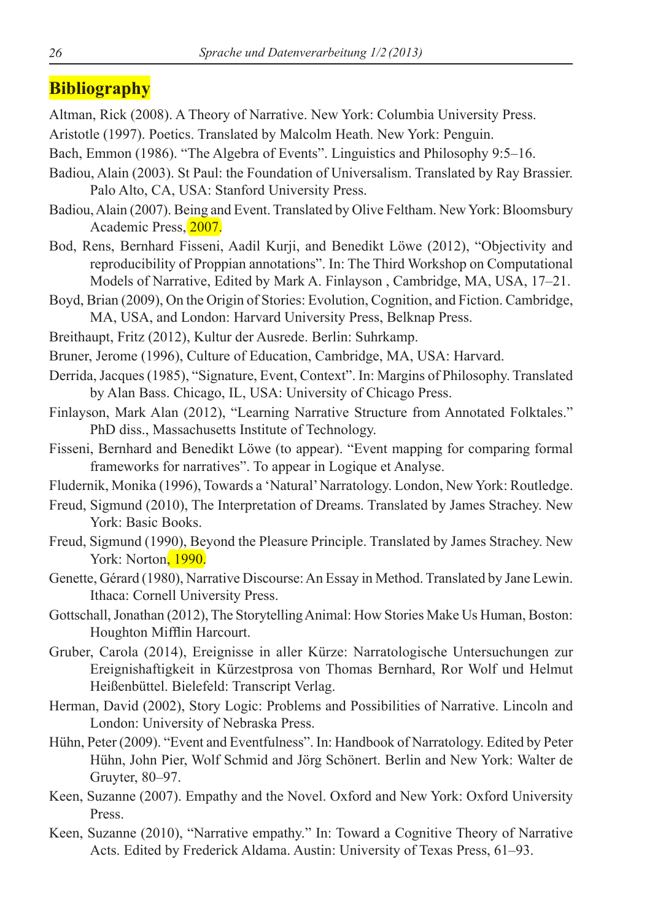# Bibliography

Altman, Rick (2008). A Theory of Narrative. New York: Columbia University Press.

Aristotle (1997). Poetics. Translated by Malcolm Heath. New York: Penguin.

Bach, Emmon (1986). "The Algebra of Events". Linguistics and Philosophy 9:5–16.

Badiou, Alain (2003). St Paul: the Foundation of Universalism. Translated by Ray Brassier. Palo Alto, CA, USA: Stanford University Press.

Badiou, Alain (2007). Being and Event. Translated by Olive Feltham. New York: Bloomsbury Academic Press, 2007.

Bod, Rens, Bernhard Fisseni, Aadil Kurji, and Benedikt Löwe (2012), "Objectivity and reproducibility of Proppian annotations". In: The Third Workshop on Computational Models of Narrative, Edited by Mark A. Finlayson , Cambridge, MA, USA, 17–21.

Boyd, Brian (2009), On the Origin of Stories: Evolution, Cognition, and Fiction. Cambridge, MA, USA, and London: Harvard University Press, Belknap Press.

Breithaupt, Fritz (2012), Kultur der Ausrede. Berlin: Suhrkamp.

Bruner, Jerome (1996), Culture of Education, Cambridge, MA, USA: Harvard.

Derrida, Jacques (1985), "Signature, Event, Context". In: Margins of Philosophy. Translated by Alan Bass. Chicago, IL, USA: University of Chicago Press.

Finlayson, Mark Alan (2012), "Learning Narrative Structure from Annotated Folktales." PhD diss., Massachusetts Institute of Technology.

Fisseni, Bernhard and Benedikt Löwe (to appear). "Event mapping for comparing formal frameworks for narratives". To appear in Logique et Analyse.

Fludernik, Monika (1996), Towards a 'Natural' Narratology. London, New York: Routledge.

Freud, Sigmund (2010), The Interpretation of Dreams. Translated by James Strachey. New York: Basic Books.

Freud, Sigmund (1990), Beyond the Pleasure Principle. Translated by James Strachey. New York: Norton, 1990.

Genette, Gérard (1980), Narrative Discourse: An Essay in Method. Translated by Jane Lewin. Ithaca: Cornell University Press.

Gottschall, Jonathan (2012), The Storytelling Animal: How Stories Make Us Human, Boston: Houghton Mifflin Harcourt.

Gruber, Carola (2014), Ereignisse in aller Kürze: Narratologische Untersuchungen zur Ereignishaftigkeit in Kürzestprosa von Thomas Bernhard, Ror Wolf und Helmut Heißenbüttel. Bielefeld: Transcript Verlag.

Herman, David (2002), Story Logic: Problems and Possibilities of Narrative. Lincoln and London: University of Nebraska Press.

Hühn, Peter (2009). "Event and Eventfulness". In: Handbook of Narratology. Edited by Peter Hühn, John Pier, Wolf Schmid and Jörg Schönert. Berlin and New York: Walter de Gruyter, 80–97.

Keen, Suzanne (2007). Empathy and the Novel. Oxford and New York: Oxford University Press.

Keen, Suzanne (2010), "Narrative empathy." In: Toward a Cognitive Theory of Narrative Acts. Edited by Frederick Aldama. Austin: University of Texas Press, 61–93.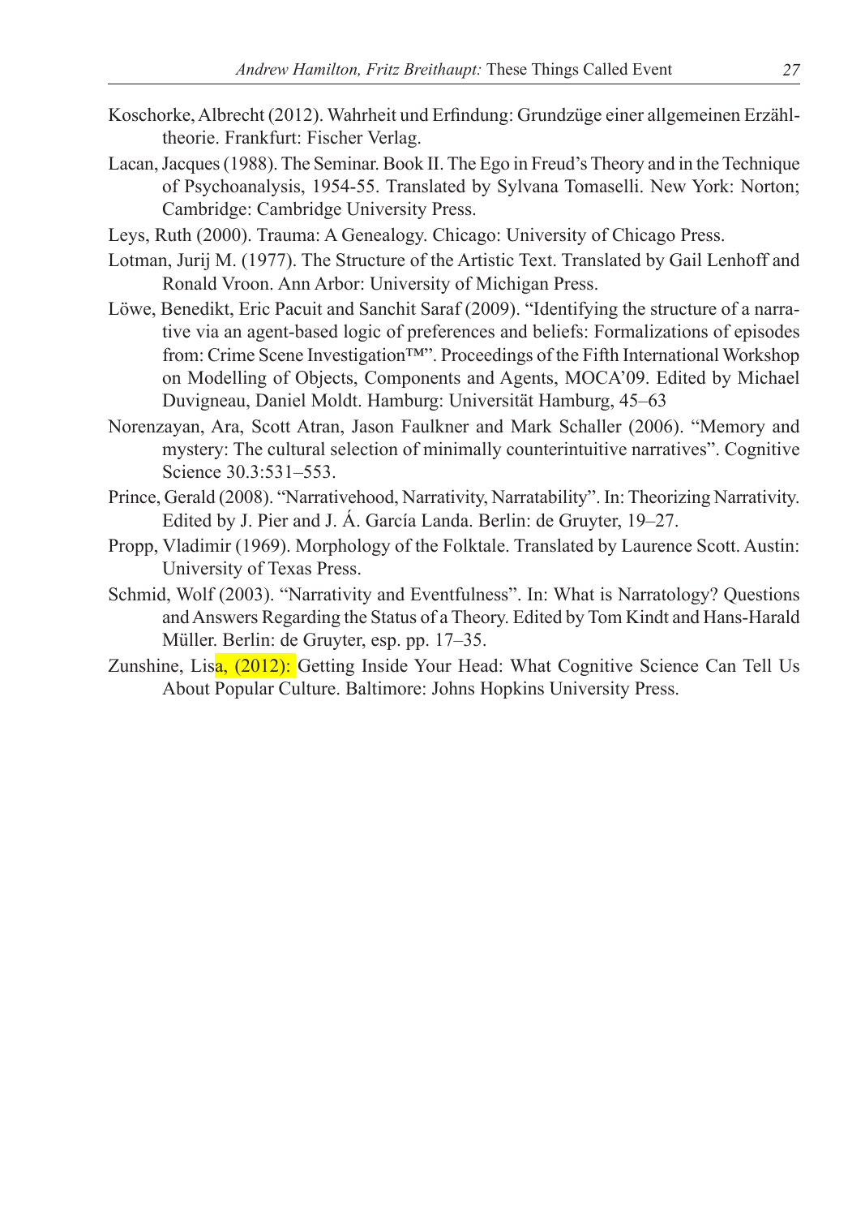Koschorke, Albrecht (2012). Wahrheit und Erfindung: Grundzüge einer allgemeinen Erzähltheorie. Frankfurt: Fischer Verlag.

Lacan, Jacques (1988). The Seminar. Book II. The Ego in Freud's Theory and in the Technique of Psychoanalysis, 1954-55. Translated by Sylvana Tomaselli. New York: Norton; Cambridge: Cambridge University Press.

Leys, Ruth (2000). Trauma: A Genealogy. Chicago: University of Chicago Press.

Lotman, Jurij M. (1977). The Structure of the Artistic Text. Translated by Gail Lenhoff and Ronald Vroon. Ann Arbor: University of Michigan Press.

Löwe, Benedikt, Eric Pacuit and Sanchit Saraf (2009). "Identifying the structure of a narrative via an agent-based logic of preferences and beliefs: Formalizations of episodes from: Crime Scene Investigation™". Proceedings of the Fifth International Workshop on Modelling of Objects, Components and Agents, MOCA'09. Edited by Michael Duvigneau, Daniel Moldt. Hamburg: Universität Hamburg, 45–63

Norenzayan, Ara, Scott Atran, Jason Faulkner and Mark Schaller (2006). "Memory and mystery: The cultural selection of minimally counterintuitive narratives". Cognitive Science 30.3:531–553.

Prince, Gerald (2008). "Narrativehood, Narrativity, Narratability". In: Theorizing Narrativity. Edited by J. Pier and J. Á. García Landa. Berlin: de Gruyter, 19–27.

Propp, Vladimir (1969). Morphology of the Folktale. Translated by Laurence Scott. Austin: University of Texas Press.

Schmid, Wolf (2003). "Narrativity and Eventfulness". In: What is Narratology? Questions and Answers Regarding the Status of a Theory. Edited by Tom Kindt and Hans-Harald Müller. Berlin: de Gruyter, esp. pp. 17–35.

Zunshine, Lisa, (2012): Getting Inside Your Head: What Cognitive Science Can Tell Us About Popular Culture. Baltimore: Johns Hopkins University Press.